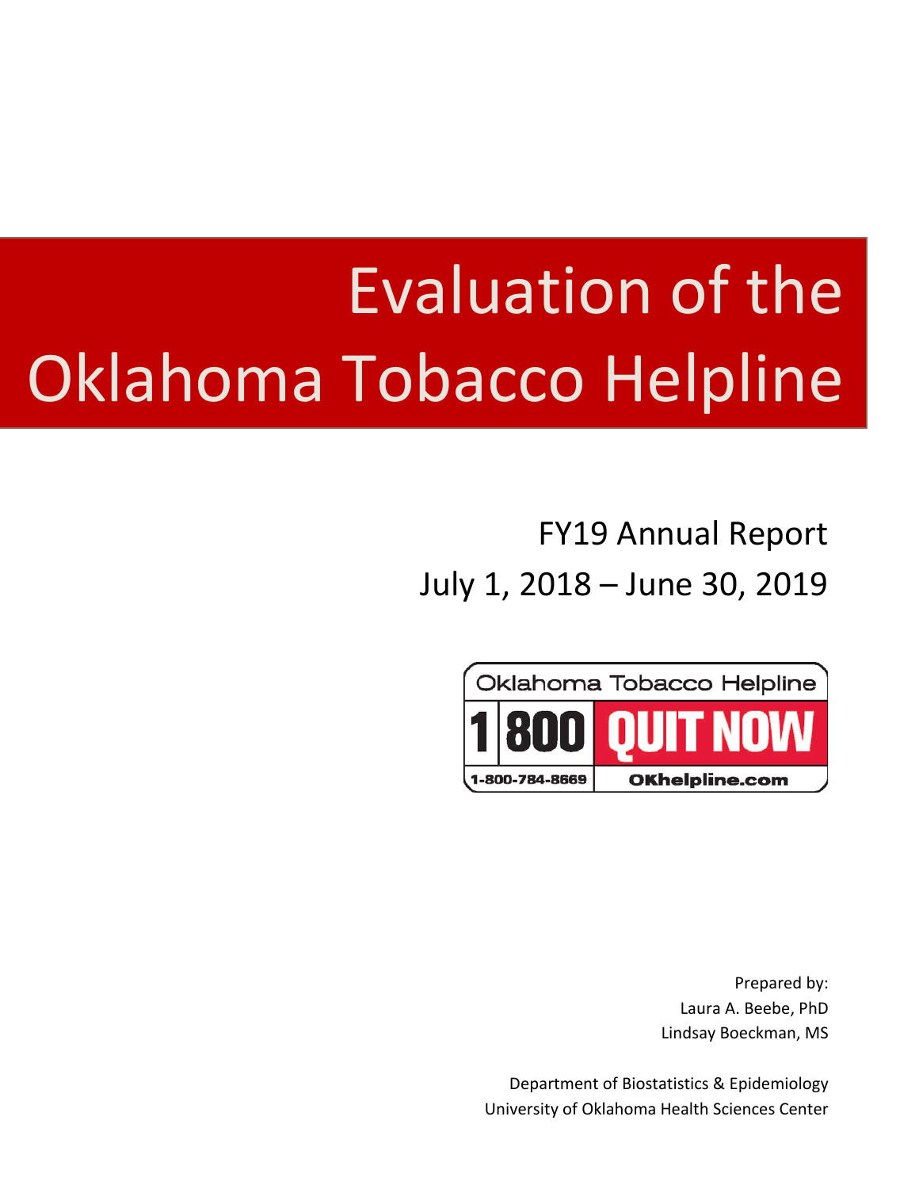# Evaluation of the Oklahoma Tobacco Helpline

FY19 Annual Report

July 1, 2018 – June 30, 2019

Oklahoma Tobacco Helpline

1 800 QUIT NOW

1-800-784-8669 OKhelpline.com

Prepared by:
Laura A. Beebe, PhD
Lindsay Boeckman, MS

Department of Biostatistics & Epidemiology
University of Oklahoma Health Sciences Center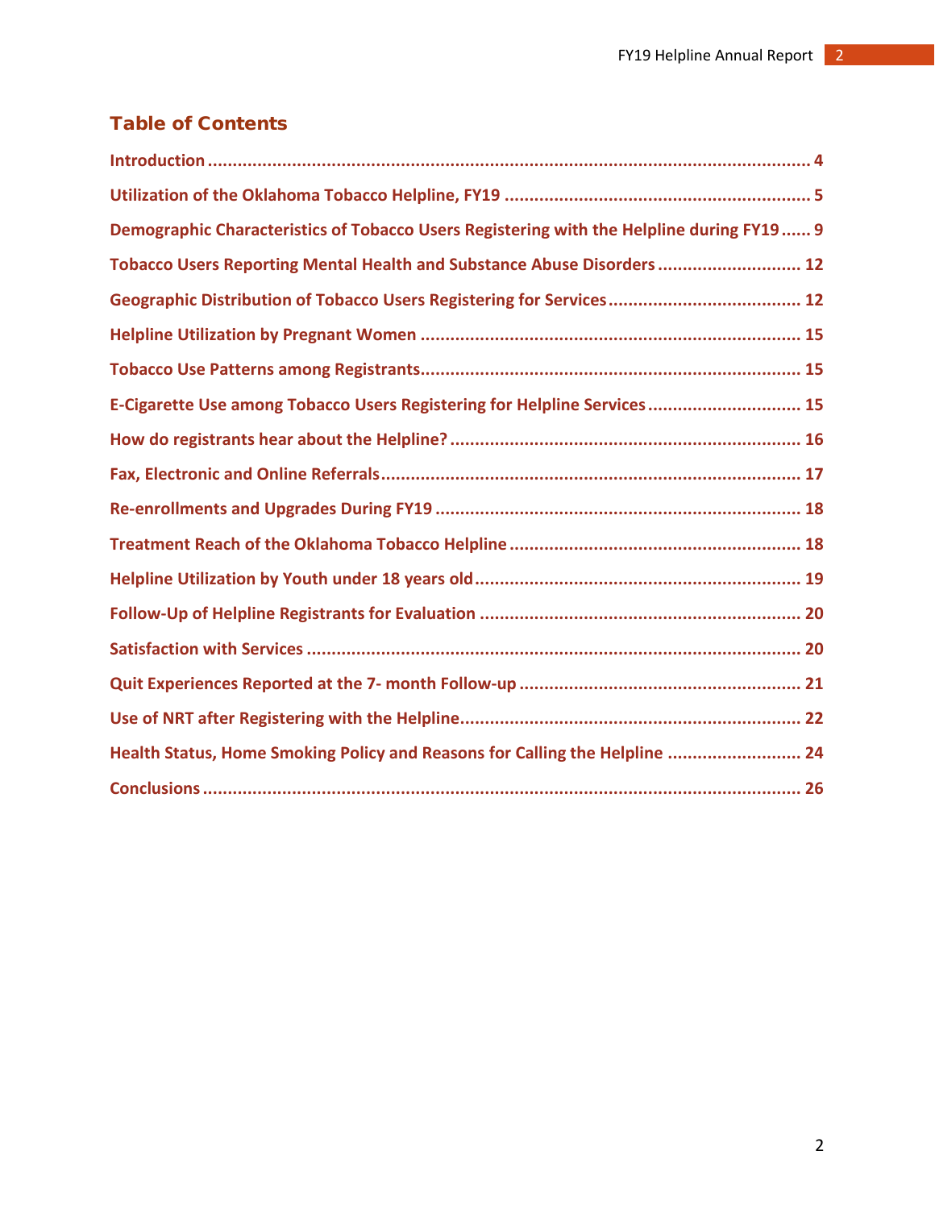## Table of Contents

Introduction ........................................................................................................................ 4

Utilization of the Oklahoma Tobacco Helpline, FY19 ............................................................. 5

Demographic Characteristics of Tobacco Users Registering with the Helpline during FY19 ...... 9

Tobacco Users Reporting Mental Health and Substance Abuse Disorders ............................ 12

Geographic Distribution of Tobacco Users Registering for Services ...................................... 12

Helpline Utilization by Pregnant Women ............................................................................ 15

Tobacco Use Patterns among Registrants............................................................................ 15

E-Cigarette Use among Tobacco Users Registering for Helpline Services .............................. 15

How do registrants hear about the Helpline? ...................................................................... 16

Fax, Electronic and Online Referrals .................................................................................... 17

Re-enrollments and Upgrades During FY19 ......................................................................... 18

Treatment Reach of the Oklahoma Tobacco Helpline .......................................................... 18

Helpline Utilization by Youth under 18 years old ................................................................. 19

Follow-Up of Helpline Registrants for Evaluation ................................................................ 20

Satisfaction with Services ................................................................................................... 20

Quit Experiences Reported at the 7- month Follow-up ........................................................ 21

Use of NRT after Registering with the Helpline..................................................................... 22

Health Status, Home Smoking Policy and Reasons for Calling the Helpline ........................... 24

Conclusions ........................................................................................................................ 26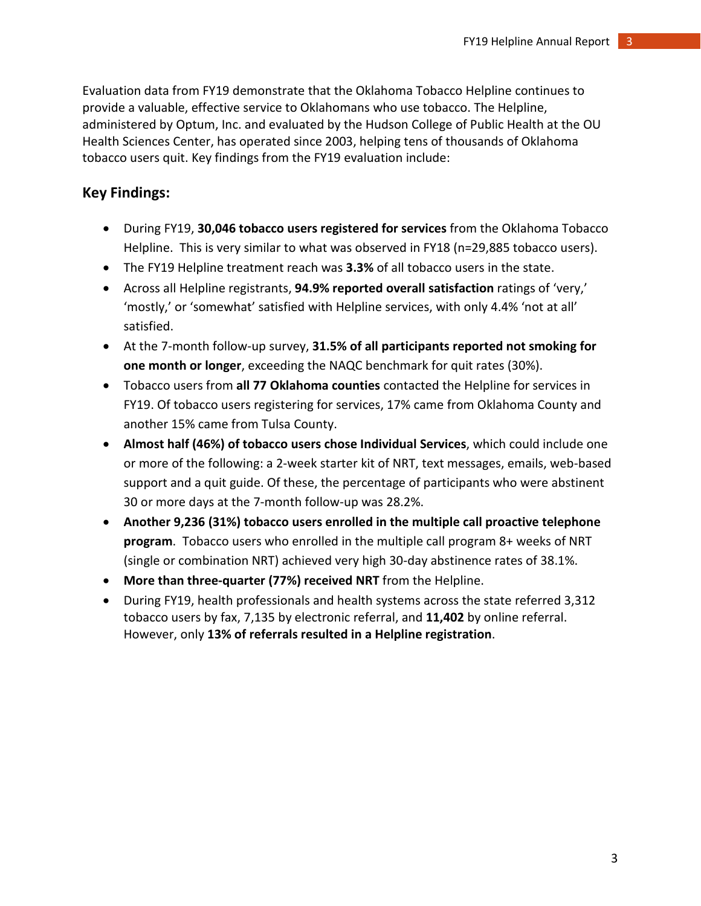Evaluation data from FY19 demonstrate that the Oklahoma Tobacco Helpline continues to provide a valuable, effective service to Oklahomans who use tobacco. The Helpline, administered by Optum, Inc. and evaluated by the Hudson College of Public Health at the OU Health Sciences Center, has operated since 2003, helping tens of thousands of Oklahoma tobacco users quit. Key findings from the FY19 evaluation include:

## Key Findings:

- During FY19, **30,046 tobacco users registered for services** from the Oklahoma Tobacco Helpline. This is very similar to what was observed in FY18 (n=29,885 tobacco users).
- The FY19 Helpline treatment reach was **3.3%** of all tobacco users in the state.
- Across all Helpline registrants, **94.9% reported overall satisfaction** ratings of 'very,' 'mostly,' or 'somewhat' satisfied with Helpline services, with only 4.4% 'not at all' satisfied.
- At the 7-month follow-up survey, **31.5% of all participants reported not smoking for one month or longer**, exceeding the NAQC benchmark for quit rates (30%).
- Tobacco users from **all 77 Oklahoma counties** contacted the Helpline for services in FY19. Of tobacco users registering for services, 17% came from Oklahoma County and another 15% came from Tulsa County.
- **Almost half (46%) of tobacco users chose Individual Services**, which could include one or more of the following: a 2-week starter kit of NRT, text messages, emails, web-based support and a quit guide. Of these, the percentage of participants who were abstinent 30 or more days at the 7-month follow-up was 28.2%.
- **Another 9,236 (31%) tobacco users enrolled in the multiple call proactive telephone program**. Tobacco users who enrolled in the multiple call program 8+ weeks of NRT (single or combination NRT) achieved very high 30-day abstinence rates of 38.1%.
- **More than three-quarter (77%) received NRT** from the Helpline.
- During FY19, health professionals and health systems across the state referred 3,312 tobacco users by fax, 7,135 by electronic referral, and **11,402** by online referral. However, only **13% of referrals resulted in a Helpline registration**.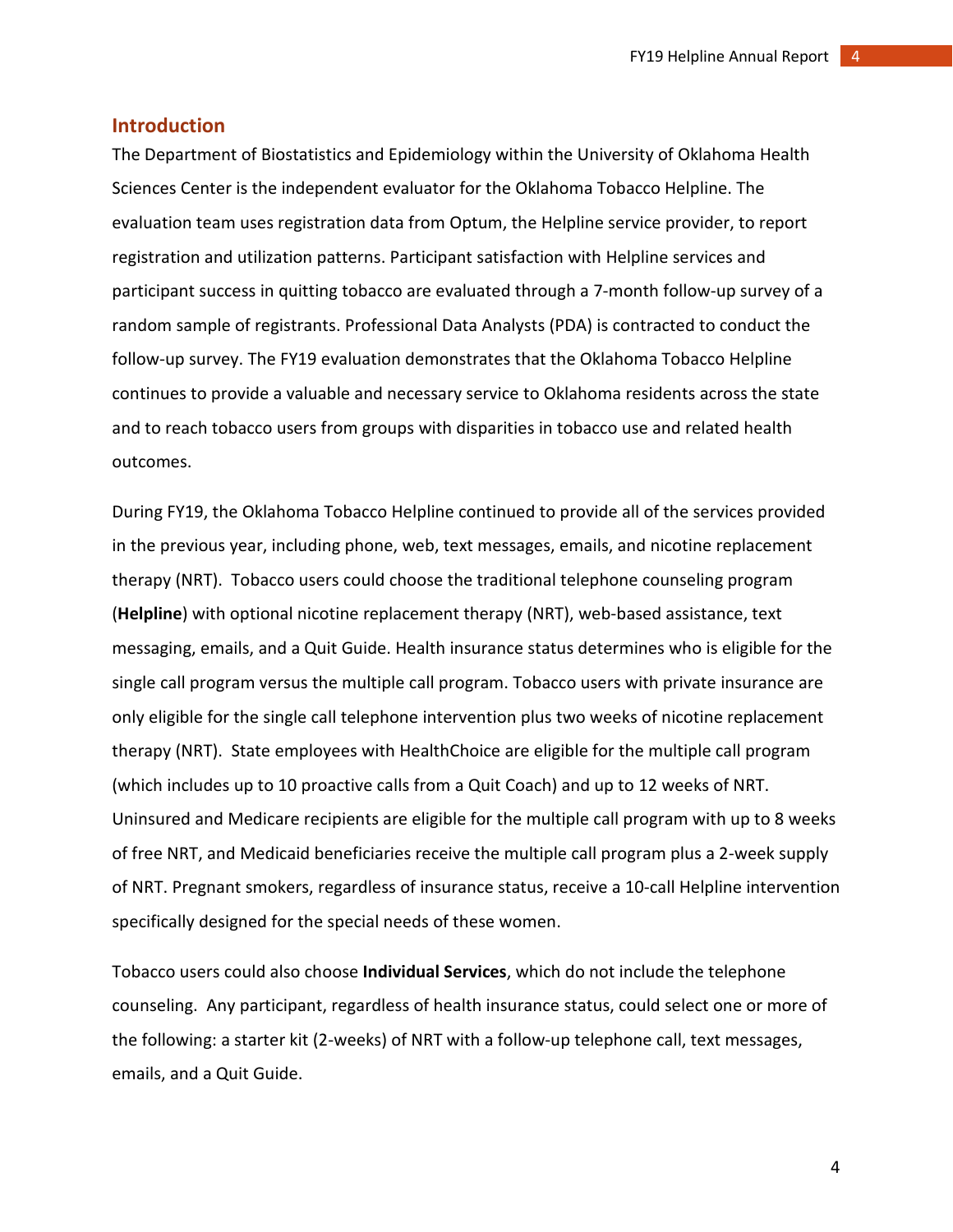## Introduction

The Department of Biostatistics and Epidemiology within the University of Oklahoma Health Sciences Center is the independent evaluator for the Oklahoma Tobacco Helpline. The evaluation team uses registration data from Optum, the Helpline service provider, to report registration and utilization patterns. Participant satisfaction with Helpline services and participant success in quitting tobacco are evaluated through a 7-month follow-up survey of a random sample of registrants. Professional Data Analysts (PDA) is contracted to conduct the follow-up survey. The FY19 evaluation demonstrates that the Oklahoma Tobacco Helpline continues to provide a valuable and necessary service to Oklahoma residents across the state and to reach tobacco users from groups with disparities in tobacco use and related health outcomes.

During FY19, the Oklahoma Tobacco Helpline continued to provide all of the services provided in the previous year, including phone, web, text messages, emails, and nicotine replacement therapy (NRT). Tobacco users could choose the traditional telephone counseling program (**Helpline**) with optional nicotine replacement therapy (NRT), web-based assistance, text messaging, emails, and a Quit Guide. Health insurance status determines who is eligible for the single call program versus the multiple call program. Tobacco users with private insurance are only eligible for the single call telephone intervention plus two weeks of nicotine replacement therapy (NRT). State employees with HealthChoice are eligible for the multiple call program (which includes up to 10 proactive calls from a Quit Coach) and up to 12 weeks of NRT. Uninsured and Medicare recipients are eligible for the multiple call program with up to 8 weeks of free NRT, and Medicaid beneficiaries receive the multiple call program plus a 2-week supply of NRT. Pregnant smokers, regardless of insurance status, receive a 10-call Helpline intervention specifically designed for the special needs of these women.

Tobacco users could also choose **Individual Services**, which do not include the telephone counseling. Any participant, regardless of health insurance status, could select one or more of the following: a starter kit (2-weeks) of NRT with a follow-up telephone call, text messages, emails, and a Quit Guide.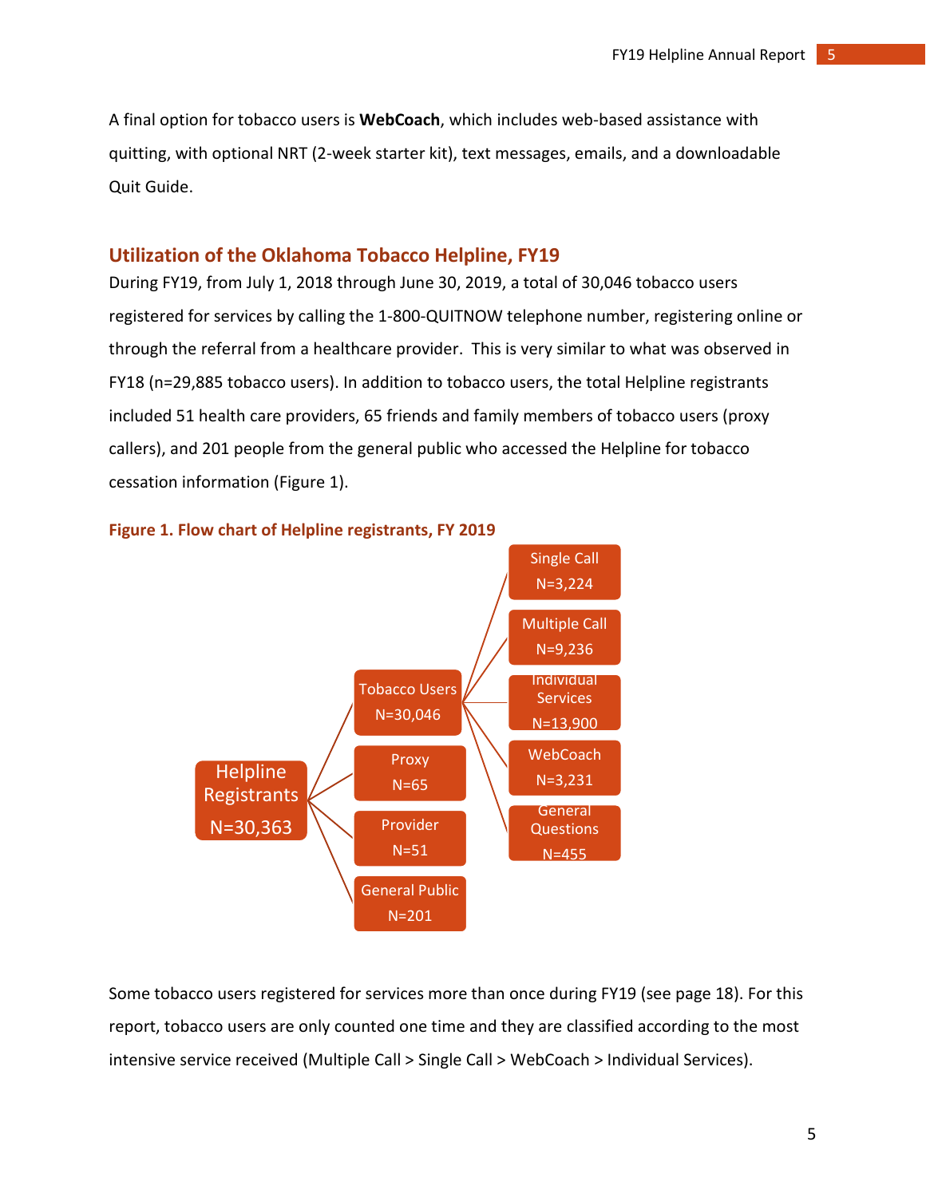A final option for tobacco users is **WebCoach**, which includes web-based assistance with quitting, with optional NRT (2-week starter kit), text messages, emails, and a downloadable Quit Guide.

## Utilization of the Oklahoma Tobacco Helpline, FY19

During FY19, from July 1, 2018 through June 30, 2019, a total of 30,046 tobacco users registered for services by calling the 1-800-QUITNOW telephone number, registering online or through the referral from a healthcare provider. This is very similar to what was observed in FY18 (n=29,885 tobacco users). In addition to tobacco users, the total Helpline registrants included 51 health care providers, 65 friends and family members of tobacco users (proxy callers), and 201 people from the general public who accessed the Helpline for tobacco cessation information (Figure 1).

**Figure 1. Flow chart of Helpline registrants, FY 2019**

- Helpline Registrants N=30,363
  - Tobacco Users N=30,046
    - Single Call N=3,224
    - Multiple Call N=9,236
    - Individual Services N=13,900
    - WebCoach N=3,231
    - General Questions N=455
  - Proxy N=65
  - Provider N=51
  - General Public N=201

Some tobacco users registered for services more than once during FY19 (see page 18). For this report, tobacco users are only counted one time and they are classified according to the most intensive service received (Multiple Call > Single Call > WebCoach > Individual Services).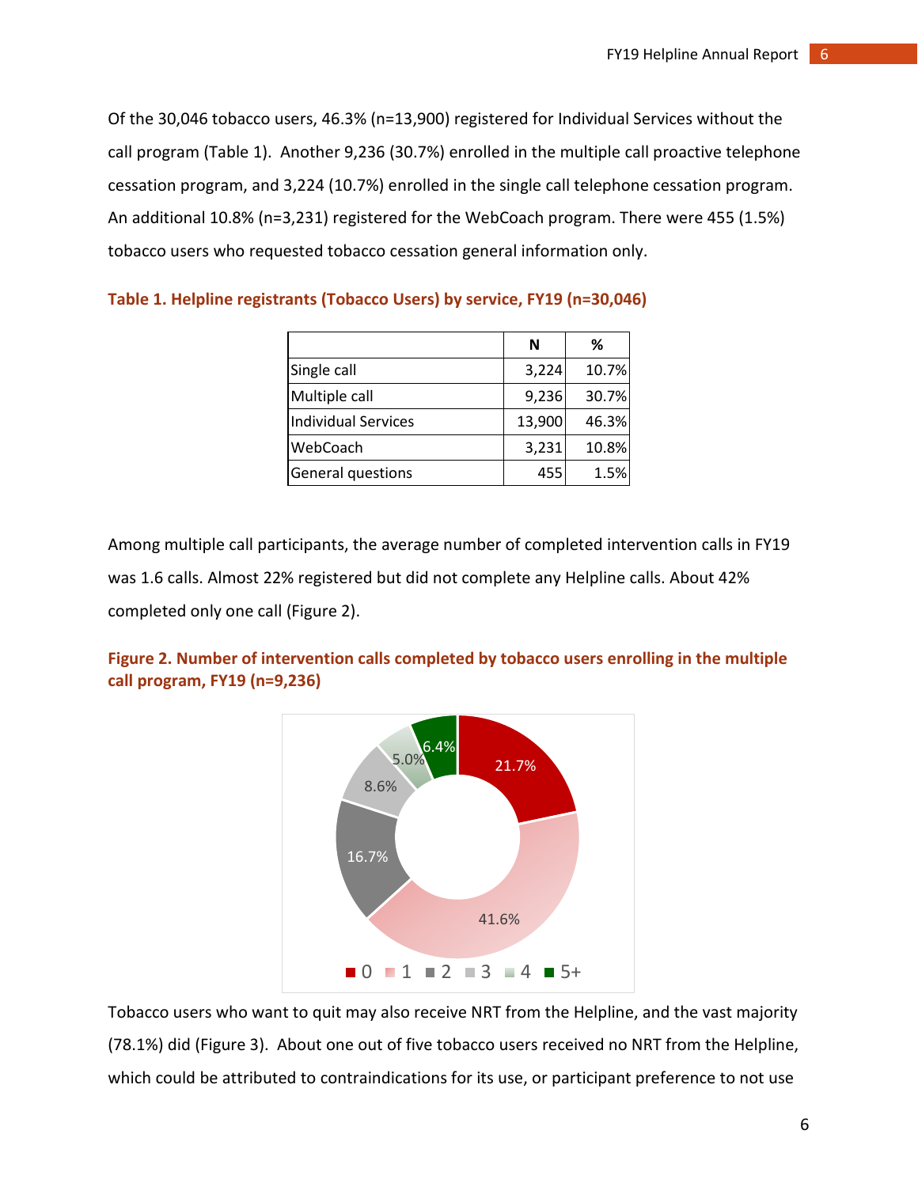Of the 30,046 tobacco users, 46.3% (n=13,900) registered for Individual Services without the call program (Table 1). Another 9,236 (30.7%) enrolled in the multiple call proactive telephone cessation program, and 3,224 (10.7%) enrolled in the single call telephone cessation program. An additional 10.8% (n=3,231) registered for the WebCoach program. There were 455 (1.5%) tobacco users who requested tobacco cessation general information only.

**Table 1. Helpline registrants (Tobacco Users) by service, FY19 (n=30,046)**

| | N | % |
|---|---|---|
| Single call | 3,224 | 10.7% |
| Multiple call | 9,236 | 30.7% |
| Individual Services | 13,900 | 46.3% |
| WebCoach | 3,231 | 10.8% |
| General questions | 455 | 1.5% |

Among multiple call participants, the average number of completed intervention calls in FY19 was 1.6 calls. Almost 22% registered but did not complete any Helpline calls. About 42% completed only one call (Figure 2).

**Figure 2. Number of intervention calls completed by tobacco users enrolling in the multiple call program, FY19 (n=9,236)**

| Calls completed | % |
|---|---|
| 0 | 21.7% |
| 1 | 41.6% |
| 2 | 16.7% |
| 3 | 8.6% |
| 4 | 5.0% |
| 5+ | 6.4% |

Tobacco users who want to quit may also receive NRT from the Helpline, and the vast majority (78.1%) did (Figure 3). About one out of five tobacco users received no NRT from the Helpline, which could be attributed to contraindications for its use, or participant preference to not use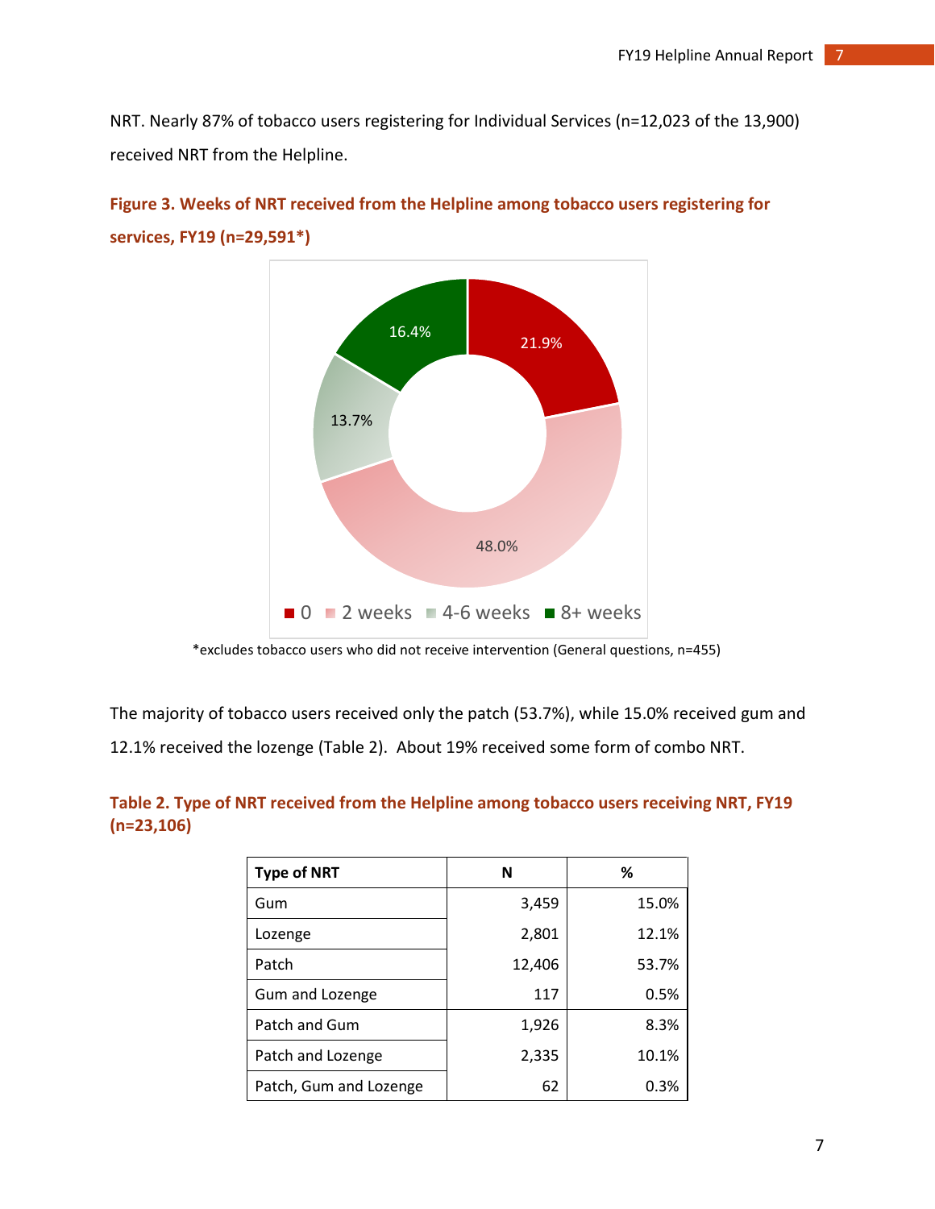NRT. Nearly 87% of tobacco users registering for Individual Services (n=12,023 of the 13,900) received NRT from the Helpline.

**Figure 3. Weeks of NRT received from the Helpline among tobacco users registering for services, FY19 (n=29,591*)**

| Weeks of NRT | % |
|---|---|
| 0 | 21.9% |
| 2 weeks | 48.0% |
| 4-6 weeks | 13.7% |
| 8+ weeks | 16.4% |

*excludes tobacco users who did not receive intervention (General questions, n=455)

The majority of tobacco users received only the patch (53.7%), while 15.0% received gum and 12.1% received the lozenge (Table 2). About 19% received some form of combo NRT.

**Table 2. Type of NRT received from the Helpline among tobacco users receiving NRT, FY19 (n=23,106)**

| Type of NRT | N | % |
|---|---|---|
| Gum | 3,459 | 15.0% |
| Lozenge | 2,801 | 12.1% |
| Patch | 12,406 | 53.7% |
| Gum and Lozenge | 117 | 0.5% |
| Patch and Gum | 1,926 | 8.3% |
| Patch and Lozenge | 2,335 | 10.1% |
| Patch, Gum and Lozenge | 62 | 0.3% |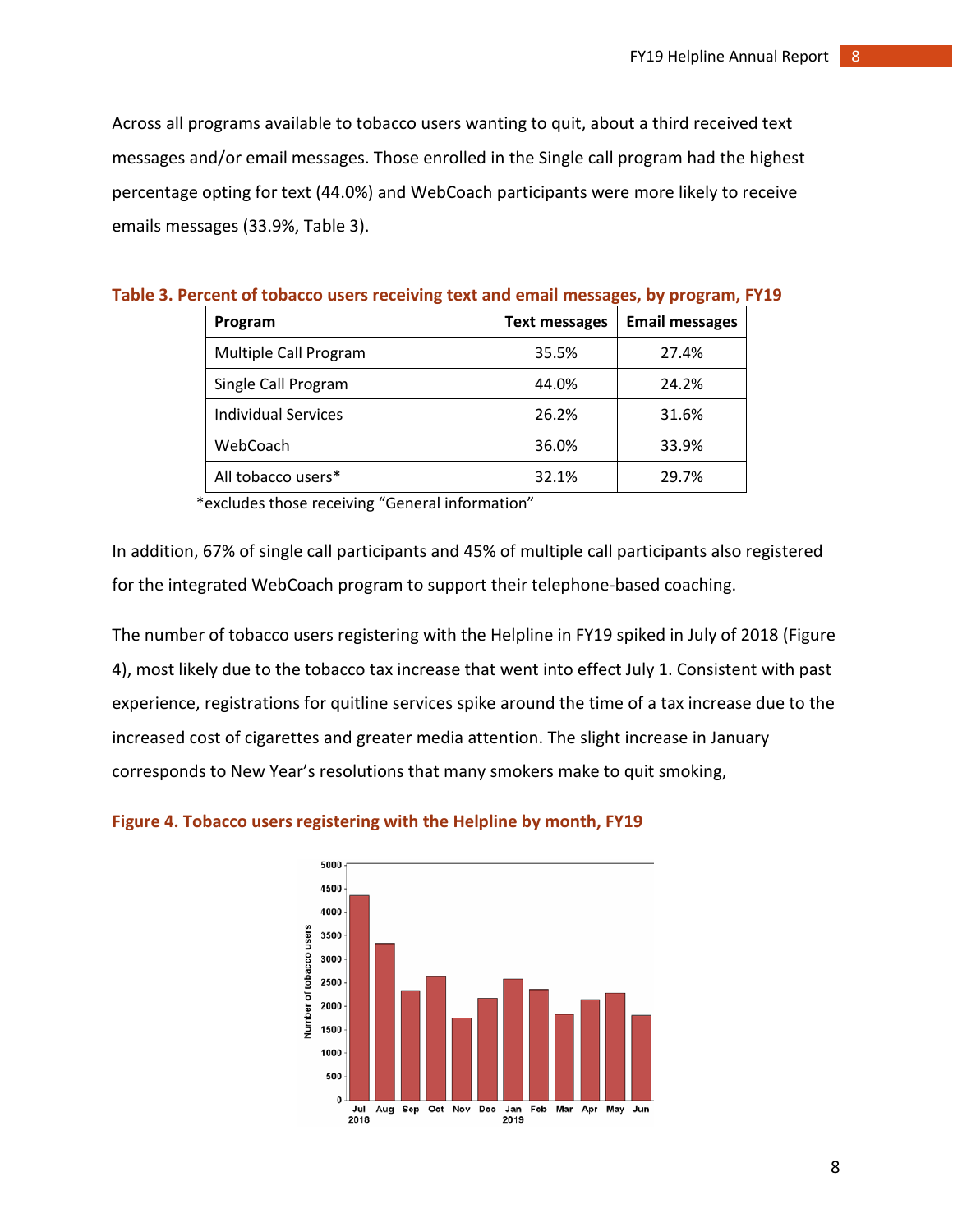Across all programs available to tobacco users wanting to quit, about a third received text messages and/or email messages. Those enrolled in the Single call program had the highest percentage opting for text (44.0%) and WebCoach participants were more likely to receive emails messages (33.9%, Table 3).

**Table 3. Percent of tobacco users receiving text and email messages, by program, FY19**

| Program | Text messages | Email messages |
|---|---|---|
| Multiple Call Program | 35.5% | 27.4% |
| Single Call Program | 44.0% | 24.2% |
| Individual Services | 26.2% | 31.6% |
| WebCoach | 36.0% | 33.9% |
| All tobacco users* | 32.1% | 29.7% |

*excludes those receiving "General information"

In addition, 67% of single call participants and 45% of multiple call participants also registered for the integrated WebCoach program to support their telephone-based coaching.

The number of tobacco users registering with the Helpline in FY19 spiked in July of 2018 (Figure 4), most likely due to the tobacco tax increase that went into effect July 1. Consistent with past experience, registrations for quitline services spike around the time of a tax increase due to the increased cost of cigarettes and greater media attention. The slight increase in January corresponds to New Year's resolutions that many smokers make to quit smoking,

**Figure 4. Tobacco users registering with the Helpline by month, FY19**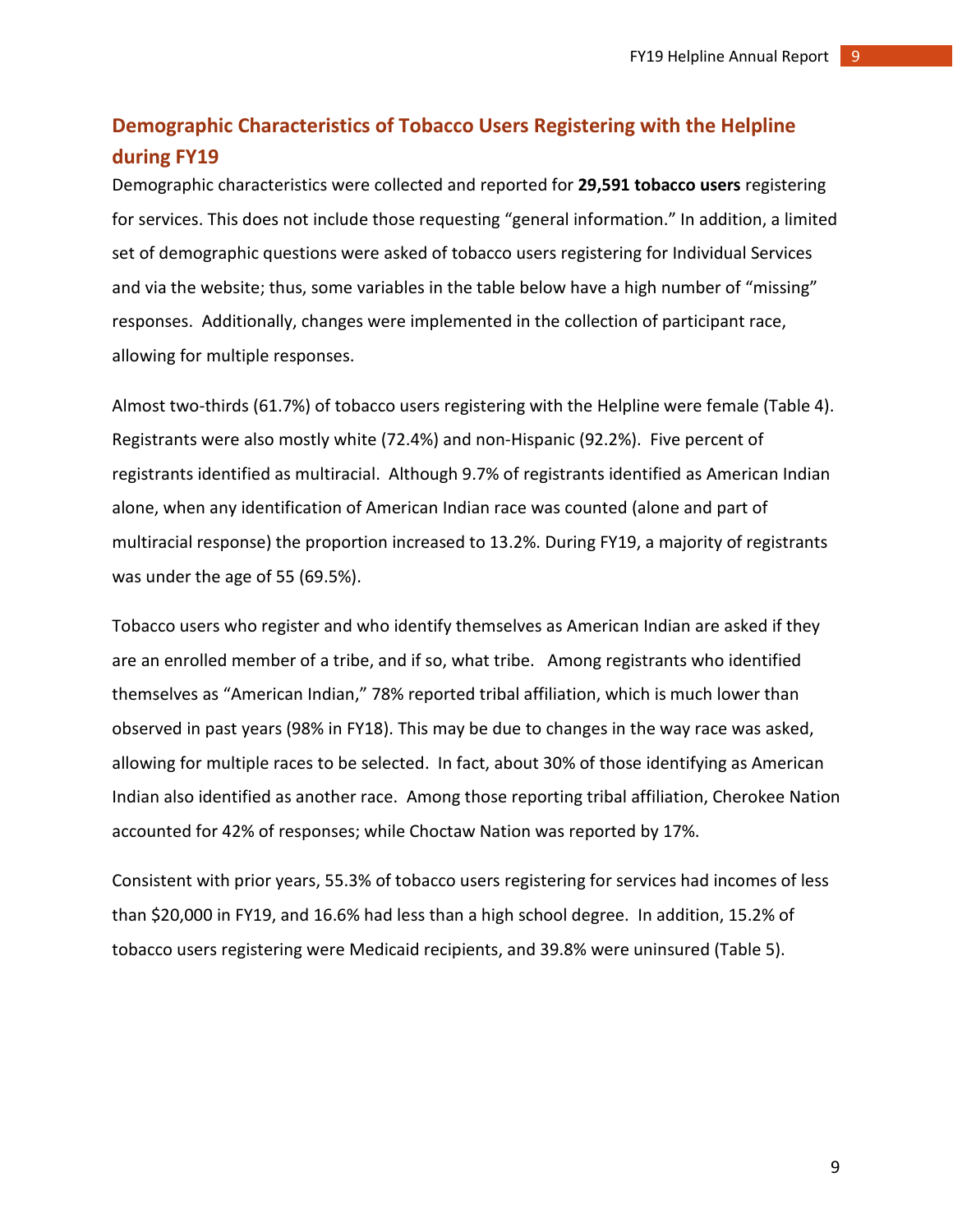## Demographic Characteristics of Tobacco Users Registering with the Helpline during FY19

Demographic characteristics were collected and reported for **29,591 tobacco users** registering for services. This does not include those requesting "general information." In addition, a limited set of demographic questions were asked of tobacco users registering for Individual Services and via the website; thus, some variables in the table below have a high number of "missing" responses. Additionally, changes were implemented in the collection of participant race, allowing for multiple responses.

Almost two-thirds (61.7%) of tobacco users registering with the Helpline were female (Table 4). Registrants were also mostly white (72.4%) and non-Hispanic (92.2%). Five percent of registrants identified as multiracial. Although 9.7% of registrants identified as American Indian alone, when any identification of American Indian race was counted (alone and part of multiracial response) the proportion increased to 13.2%. During FY19, a majority of registrants was under the age of 55 (69.5%).

Tobacco users who register and who identify themselves as American Indian are asked if they are an enrolled member of a tribe, and if so, what tribe. Among registrants who identified themselves as "American Indian," 78% reported tribal affiliation, which is much lower than observed in past years (98% in FY18). This may be due to changes in the way race was asked, allowing for multiple races to be selected. In fact, about 30% of those identifying as American Indian also identified as another race. Among those reporting tribal affiliation, Cherokee Nation accounted for 42% of responses; while Choctaw Nation was reported by 17%.

Consistent with prior years, 55.3% of tobacco users registering for services had incomes of less than $20,000 in FY19, and 16.6% had less than a high school degree. In addition, 15.2% of tobacco users registering were Medicaid recipients, and 39.8% were uninsured (Table 5).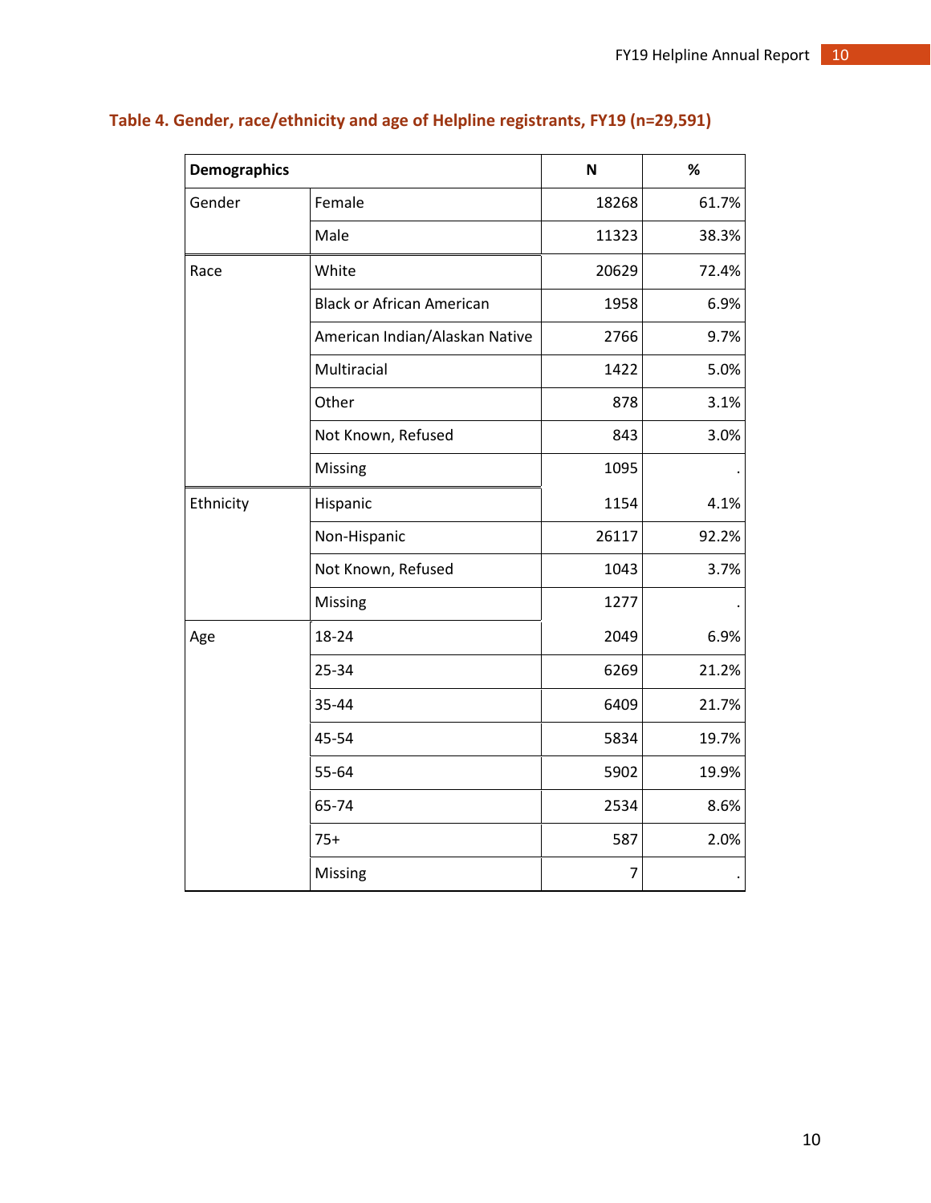**Table 4. Gender, race/ethnicity and age of Helpline registrants, FY19 (n=29,591)**

| Demographics | | N | % |
|---|---|---|---|
| Gender | Female | 18268 | 61.7% |
| | Male | 11323 | 38.3% |
| Race | White | 20629 | 72.4% |
| | Black or African American | 1958 | 6.9% |
| | American Indian/Alaskan Native | 2766 | 9.7% |
| | Multiracial | 1422 | 5.0% |
| | Other | 878 | 3.1% |
| | Not Known, Refused | 843 | 3.0% |
| | Missing | 1095 | . |
| Ethnicity | Hispanic | 1154 | 4.1% |
| | Non-Hispanic | 26117 | 92.2% |
| | Not Known, Refused | 1043 | 3.7% |
| | Missing | 1277 | . |
| Age | 18-24 | 2049 | 6.9% |
| | 25-34 | 6269 | 21.2% |
| | 35-44 | 6409 | 21.7% |
| | 45-54 | 5834 | 19.7% |
| | 55-64 | 5902 | 19.9% |
| | 65-74 | 2534 | 8.6% |
| | 75+ | 587 | 2.0% |
| | Missing | 7 | . |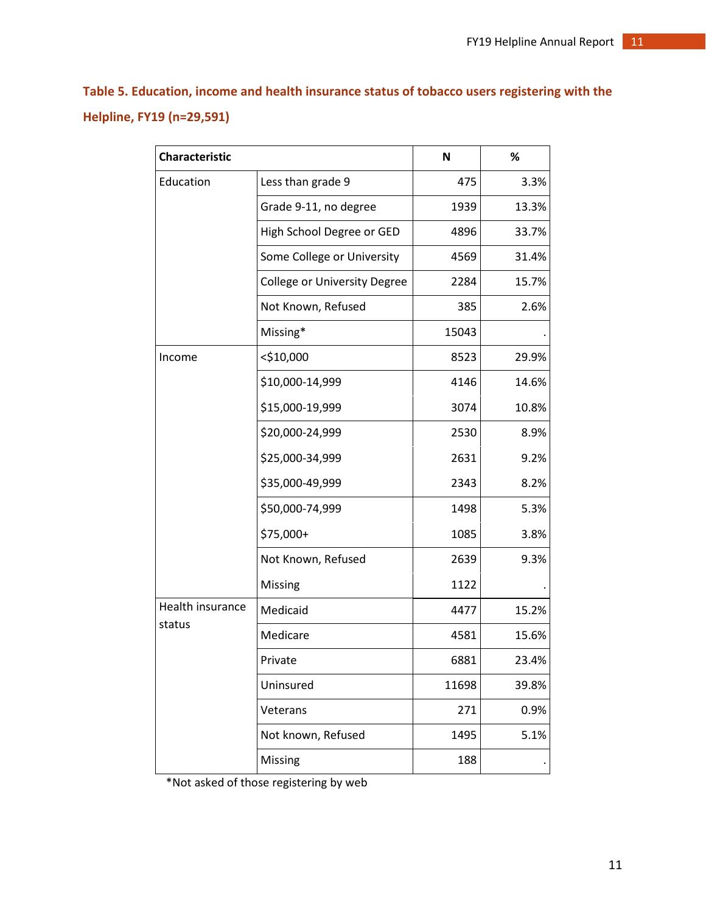**Table 5. Education, income and health insurance status of tobacco users registering with the Helpline, FY19 (n=29,591)**

| Characteristic | | N | % |
|---|---|---|---|
| Education | Less than grade 9 | 475 | 3.3% |
| | Grade 9-11, no degree | 1939 | 13.3% |
| | High School Degree or GED | 4896 | 33.7% |
| | Some College or University | 4569 | 31.4% |
| | College or University Degree | 2284 | 15.7% |
| | Not Known, Refused | 385 | 2.6% |
| | Missing* | 15043 | . |
| Income | <$10,000 | 8523 | 29.9% |
| | $10,000-14,999 | 4146 | 14.6% |
| | $15,000-19,999 | 3074 | 10.8% |
| | $20,000-24,999 | 2530 | 8.9% |
| | $25,000-34,999 | 2631 | 9.2% |
| | $35,000-49,999 | 2343 | 8.2% |
| | $50,000-74,999 | 1498 | 5.3% |
| | $75,000+ | 1085 | 3.8% |
| | Not Known, Refused | 2639 | 9.3% |
| | Missing | 1122 | . |
| Health insurance status | Medicaid | 4477 | 15.2% |
| | Medicare | 4581 | 15.6% |
| | Private | 6881 | 23.4% |
| | Uninsured | 11698 | 39.8% |
| | Veterans | 271 | 0.9% |
| | Not known, Refused | 1495 | 5.1% |
| | Missing | 188 | . |

*Not asked of those registering by web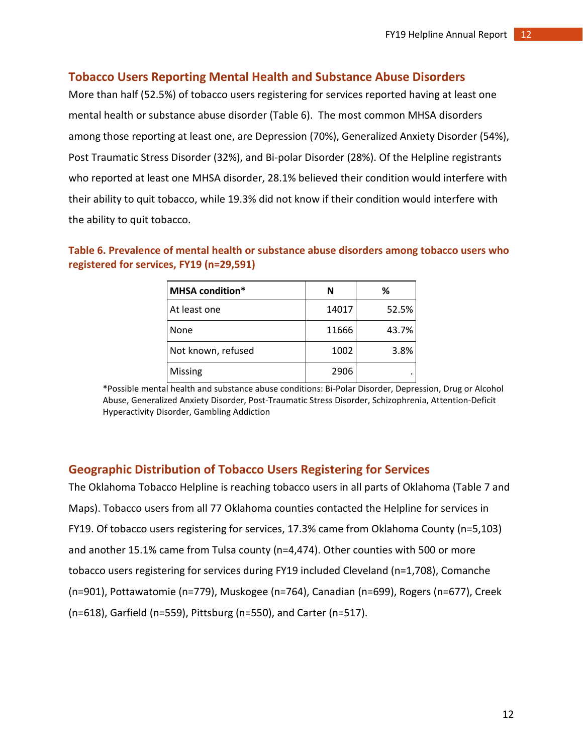## Tobacco Users Reporting Mental Health and Substance Abuse Disorders

More than half (52.5%) of tobacco users registering for services reported having at least one mental health or substance abuse disorder (Table 6). The most common MHSA disorders among those reporting at least one, are Depression (70%), Generalized Anxiety Disorder (54%), Post Traumatic Stress Disorder (32%), and Bi-polar Disorder (28%). Of the Helpline registrants who reported at least one MHSA disorder, 28.1% believed their condition would interfere with their ability to quit tobacco, while 19.3% did not know if their condition would interfere with the ability to quit tobacco.

**Table 6. Prevalence of mental health or substance abuse disorders among tobacco users who registered for services, FY19 (n=29,591)**

| MHSA condition* | N | % |
|---|---|---|
| At least one | 14017 | 52.5% |
| None | 11666 | 43.7% |
| Not known, refused | 1002 | 3.8% |
| Missing | 2906 | . |

*Possible mental health and substance abuse conditions: Bi-Polar Disorder, Depression, Drug or Alcohol Abuse, Generalized Anxiety Disorder, Post-Traumatic Stress Disorder, Schizophrenia, Attention-Deficit Hyperactivity Disorder, Gambling Addiction

## Geographic Distribution of Tobacco Users Registering for Services

The Oklahoma Tobacco Helpline is reaching tobacco users in all parts of Oklahoma (Table 7 and Maps). Tobacco users from all 77 Oklahoma counties contacted the Helpline for services in FY19. Of tobacco users registering for services, 17.3% came from Oklahoma County (n=5,103) and another 15.1% came from Tulsa county (n=4,474). Other counties with 500 or more tobacco users registering for services during FY19 included Cleveland (n=1,708), Comanche (n=901), Pottawatomie (n=779), Muskogee (n=764), Canadian (n=699), Rogers (n=677), Creek (n=618), Garfield (n=559), Pittsburg (n=550), and Carter (n=517).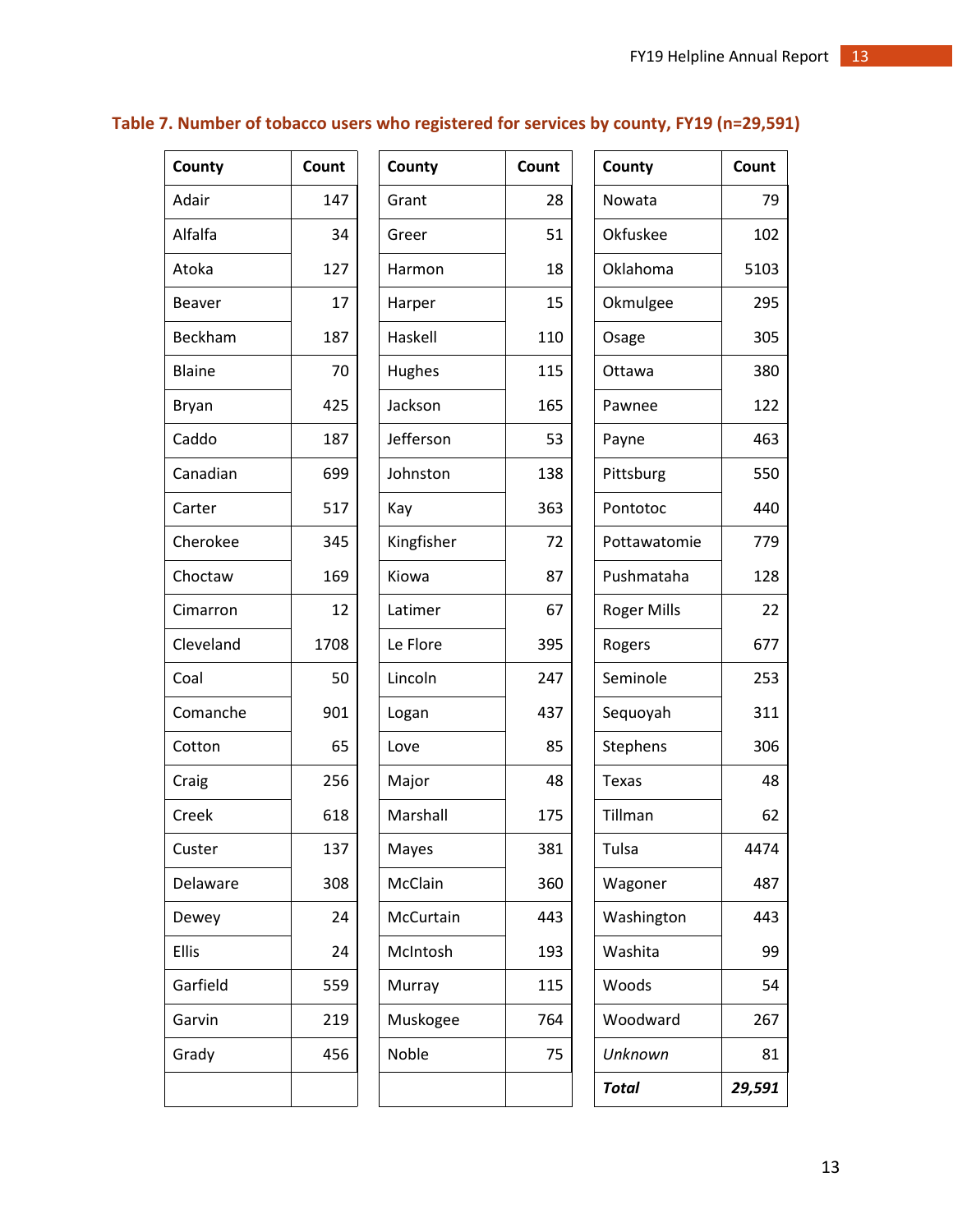**Table 7. Number of tobacco users who registered for services by county, FY19 (n=29,591)**

| County | Count | County | Count | County | Count |
|---|---|---|---|---|---|
| Adair | 147 | Grant | 28 | Nowata | 79 |
| Alfalfa | 34 | Greer | 51 | Okfuskee | 102 |
| Atoka | 127 | Harmon | 18 | Oklahoma | 5103 |
| Beaver | 17 | Harper | 15 | Okmulgee | 295 |
| Beckham | 187 | Haskell | 110 | Osage | 305 |
| Blaine | 70 | Hughes | 115 | Ottawa | 380 |
| Bryan | 425 | Jackson | 165 | Pawnee | 122 |
| Caddo | 187 | Jefferson | 53 | Payne | 463 |
| Canadian | 699 | Johnston | 138 | Pittsburg | 550 |
| Carter | 517 | Kay | 363 | Pontotoc | 440 |
| Cherokee | 345 | Kingfisher | 72 | Pottawatomie | 779 |
| Choctaw | 169 | Kiowa | 87 | Pushmataha | 128 |
| Cimarron | 12 | Latimer | 67 | Roger Mills | 22 |
| Cleveland | 1708 | Le Flore | 395 | Rogers | 677 |
| Coal | 50 | Lincoln | 247 | Seminole | 253 |
| Comanche | 901 | Logan | 437 | Sequoyah | 311 |
| Cotton | 65 | Love | 85 | Stephens | 306 |
| Craig | 256 | Major | 48 | Texas | 48 |
| Creek | 618 | Marshall | 175 | Tillman | 62 |
| Custer | 137 | Mayes | 381 | Tulsa | 4474 |
| Delaware | 308 | McClain | 360 | Wagoner | 487 |
| Dewey | 24 | McCurtain | 443 | Washington | 443 |
| Ellis | 24 | McIntosh | 193 | Washita | 99 |
| Garfield | 559 | Murray | 115 | Woods | 54 |
| Garvin | 219 | Muskogee | 764 | Woodward | 267 |
| Grady | 456 | Noble | 75 | *Unknown* | 81 |
| | | | | ***Total*** | ***29,591*** |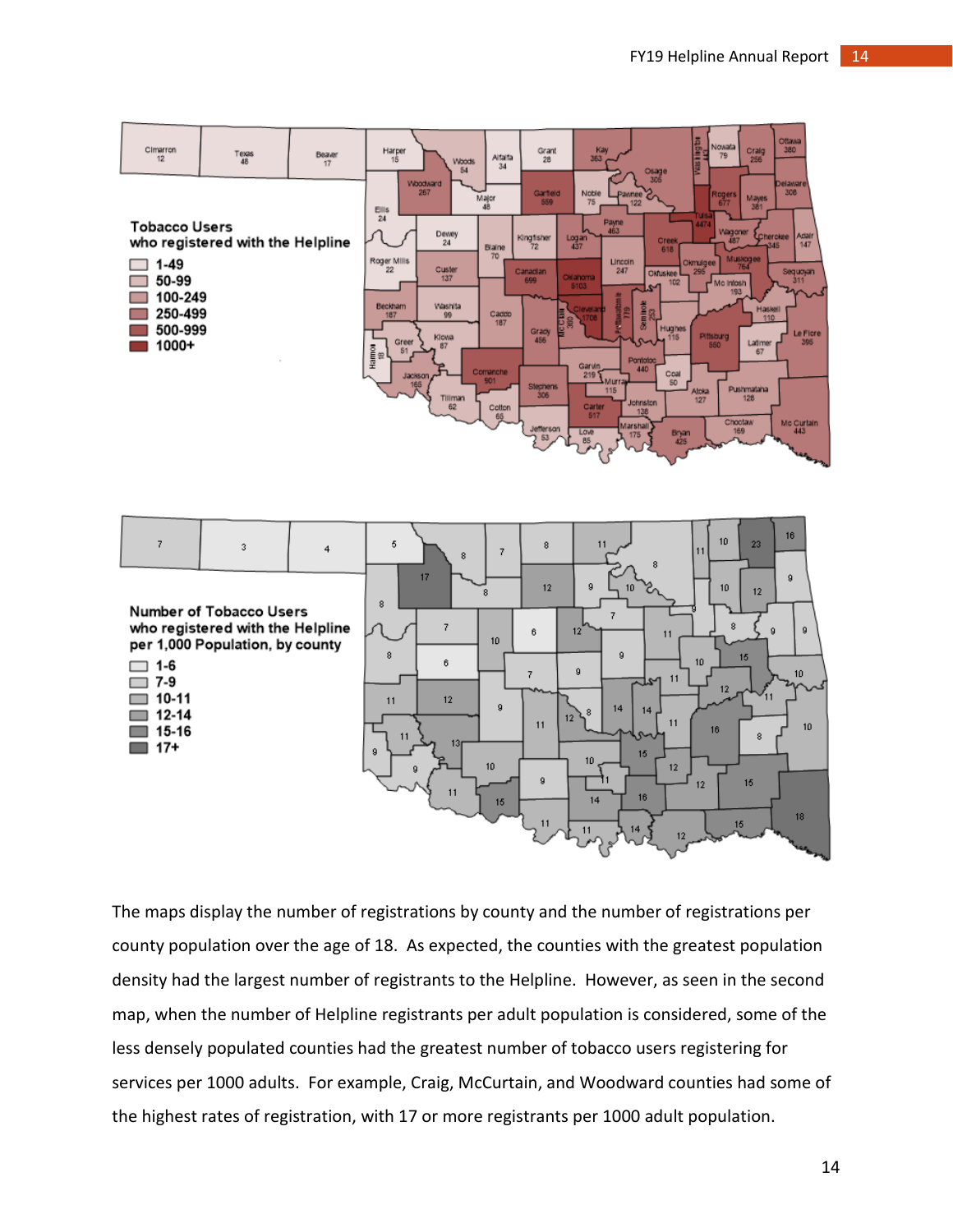**Tobacco Users who registered with the Helpline**

- 1-49
- 50-99
- 100-249
- 250-499
- 500-999
- 1000+

**Number of Tobacco Users who registered with the Helpline per 1,000 Population, by county**

- 1-6
- 7-9
- 10-11
- 12-14
- 15-16
- 17+

The maps display the number of registrations by county and the number of registrations per county population over the age of 18. As expected, the counties with the greatest population density had the largest number of registrants to the Helpline. However, as seen in the second map, when the number of Helpline registrants per adult population is considered, some of the less densely populated counties had the greatest number of tobacco users registering for services per 1000 adults. For example, Craig, McCurtain, and Woodward counties had some of the highest rates of registration, with 17 or more registrants per 1000 adult population.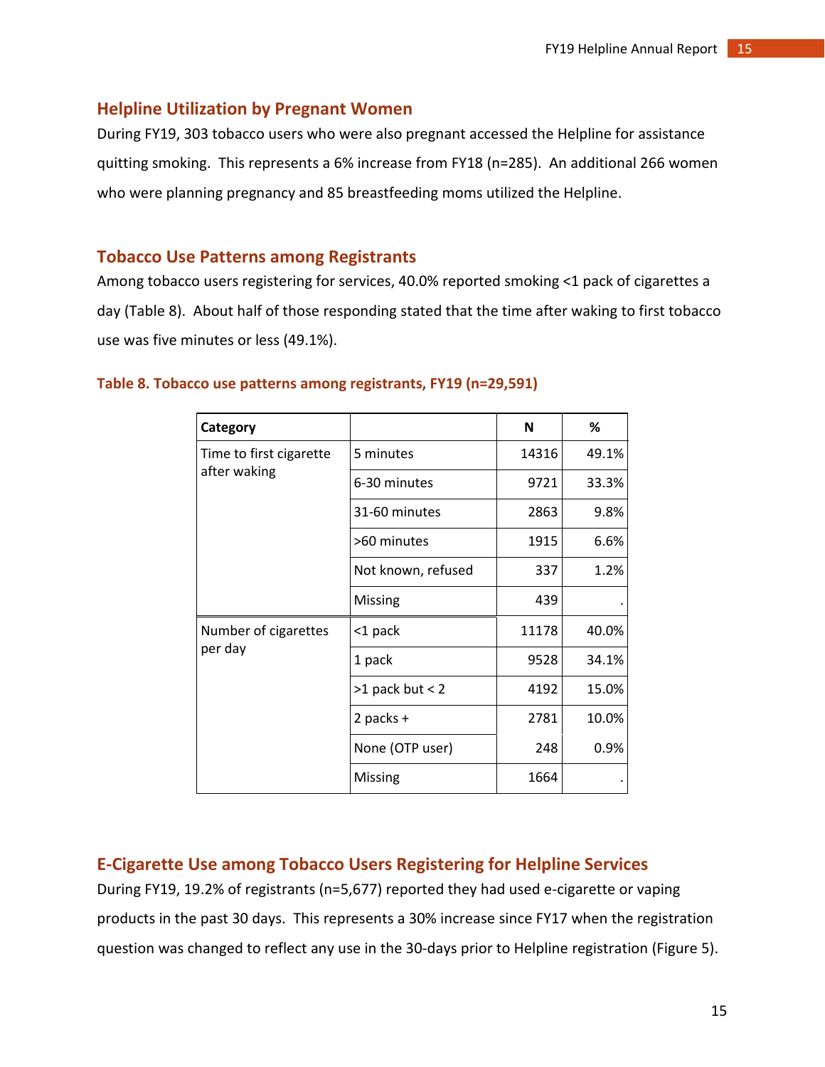## Helpline Utilization by Pregnant Women

During FY19, 303 tobacco users who were also pregnant accessed the Helpline for assistance quitting smoking. This represents a 6% increase from FY18 (n=285). An additional 266 women who were planning pregnancy and 85 breastfeeding moms utilized the Helpline.

## Tobacco Use Patterns among Registrants

Among tobacco users registering for services, 40.0% reported smoking <1 pack of cigarettes a day (Table 8). About half of those responding stated that the time after waking to first tobacco use was five minutes or less (49.1%).

**Table 8. Tobacco use patterns among registrants, FY19 (n=29,591)**

| Category | | N | % |
|---|---|---|---|
| Time to first cigarette after waking | 5 minutes | 14316 | 49.1% |
| | 6-30 minutes | 9721 | 33.3% |
| | 31-60 minutes | 2863 | 9.8% |
| | >60 minutes | 1915 | 6.6% |
| | Not known, refused | 337 | 1.2% |
| | Missing | 439 | . |
| Number of cigarettes per day | <1 pack | 11178 | 40.0% |
| | 1 pack | 9528 | 34.1% |
| | >1 pack but < 2 | 4192 | 15.0% |
| | 2 packs + | 2781 | 10.0% |
| | None (OTP user) | 248 | 0.9% |
| | Missing | 1664 | . |

## E-Cigarette Use among Tobacco Users Registering for Helpline Services

During FY19, 19.2% of registrants (n=5,677) reported they had used e-cigarette or vaping products in the past 30 days. This represents a 30% increase since FY17 when the registration question was changed to reflect any use in the 30-days prior to Helpline registration (Figure 5).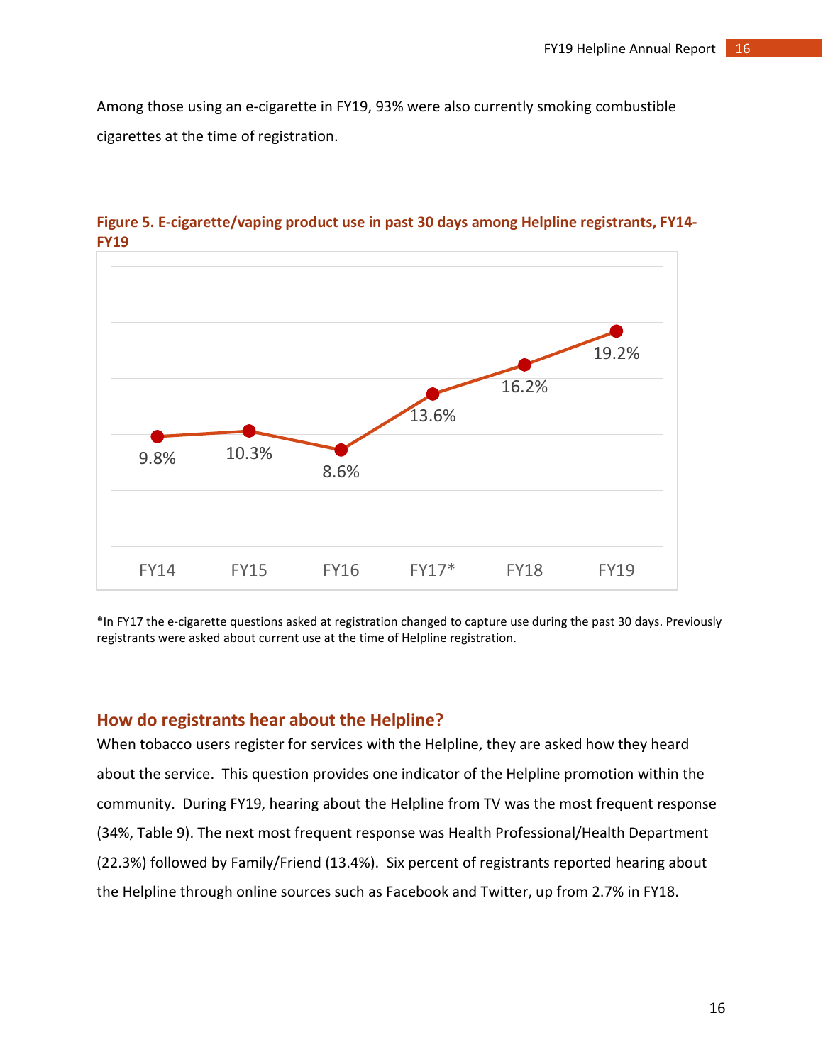Among those using an e-cigarette in FY19, 93% were also currently smoking combustible cigarettes at the time of registration.

**Figure 5. E-cigarette/vaping product use in past 30 days among Helpline registrants, FY14-FY19**

| FY14 | FY15 | FY16 | FY17* | FY18 | FY19 |
|---|---|---|---|---|---|
| 9.8% | 10.3% | 8.6% | 13.6% | 16.2% | 19.2% |

*In FY17 the e-cigarette questions asked at registration changed to capture use during the past 30 days. Previously registrants were asked about current use at the time of Helpline registration.

## How do registrants hear about the Helpline?

When tobacco users register for services with the Helpline, they are asked how they heard about the service. This question provides one indicator of the Helpline promotion within the community. During FY19, hearing about the Helpline from TV was the most frequent response (34%, Table 9). The next most frequent response was Health Professional/Health Department (22.3%) followed by Family/Friend (13.4%). Six percent of registrants reported hearing about the Helpline through online sources such as Facebook and Twitter, up from 2.7% in FY18.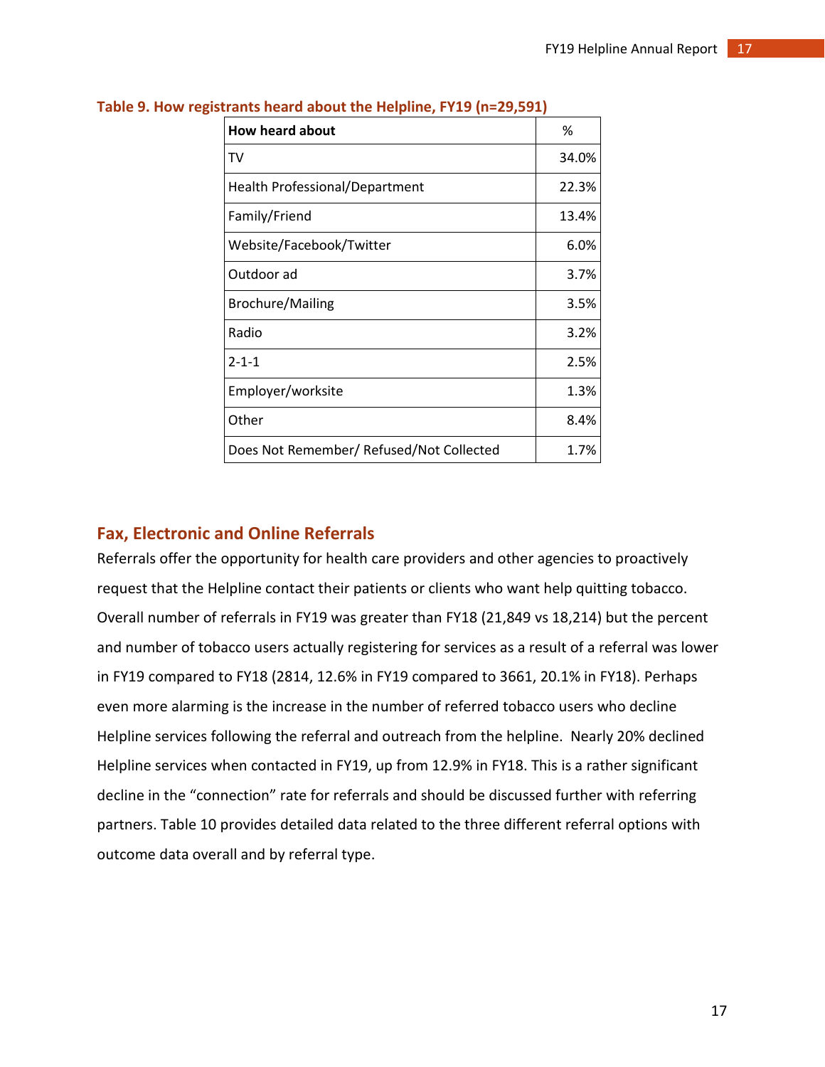**Table 9. How registrants heard about the Helpline, FY19 (n=29,591)**

| How heard about | % |
|---|---|
| TV | 34.0% |
| Health Professional/Department | 22.3% |
| Family/Friend | 13.4% |
| Website/Facebook/Twitter | 6.0% |
| Outdoor ad | 3.7% |
| Brochure/Mailing | 3.5% |
| Radio | 3.2% |
| 2-1-1 | 2.5% |
| Employer/worksite | 1.3% |
| Other | 8.4% |
| Does Not Remember/ Refused/Not Collected | 1.7% |

## Fax, Electronic and Online Referrals

Referrals offer the opportunity for health care providers and other agencies to proactively request that the Helpline contact their patients or clients who want help quitting tobacco. Overall number of referrals in FY19 was greater than FY18 (21,849 vs 18,214) but the percent and number of tobacco users actually registering for services as a result of a referral was lower in FY19 compared to FY18 (2814, 12.6% in FY19 compared to 3661, 20.1% in FY18). Perhaps even more alarming is the increase in the number of referred tobacco users who decline Helpline services following the referral and outreach from the helpline. Nearly 20% declined Helpline services when contacted in FY19, up from 12.9% in FY18. This is a rather significant decline in the "connection" rate for referrals and should be discussed further with referring partners. Table 10 provides detailed data related to the three different referral options with outcome data overall and by referral type.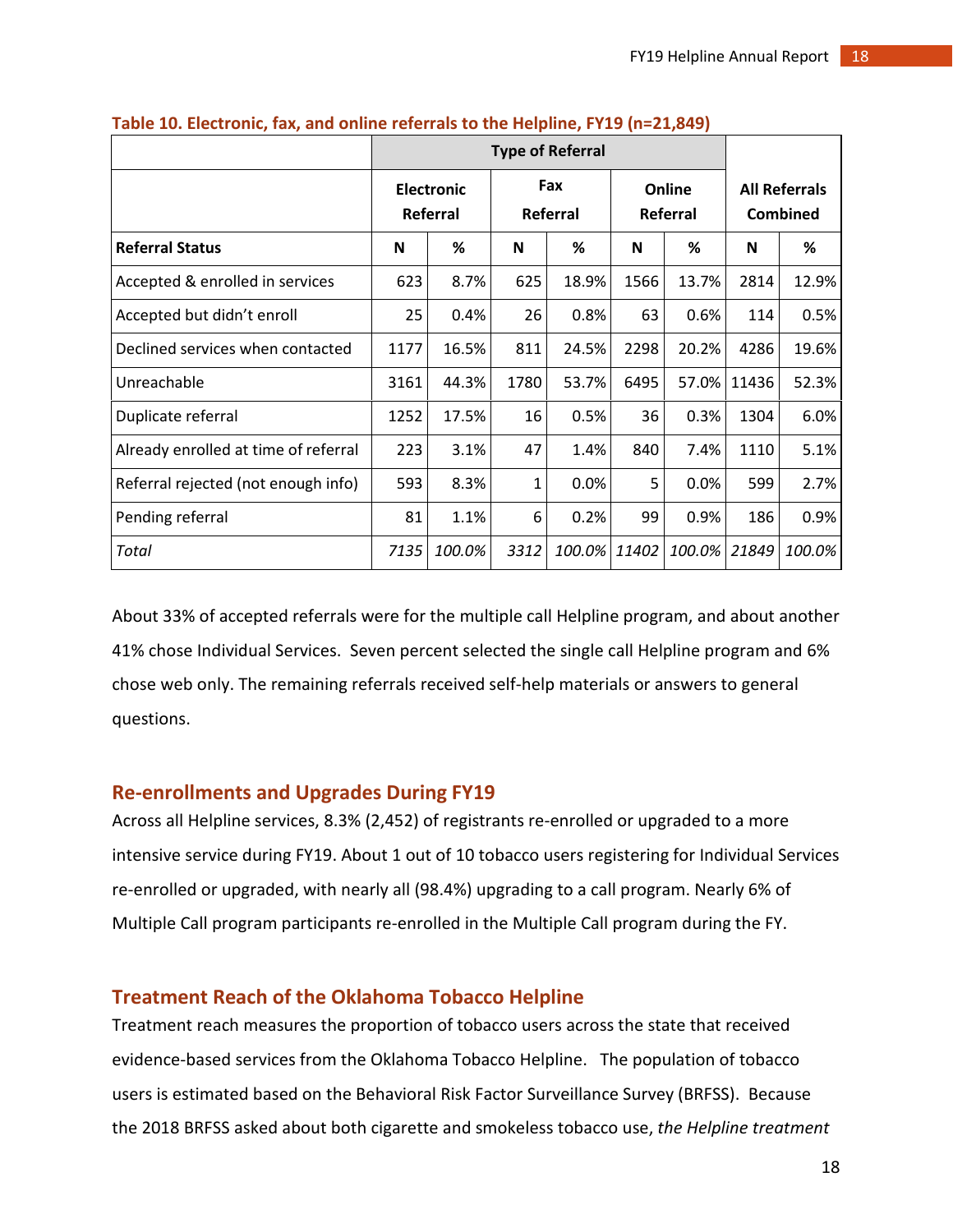**Table 10. Electronic, fax, and online referrals to the Helpline, FY19 (n=21,849)**

| | Type of Referral | | | | | | | |
|---|---|---|---|---|---|---|---|---|
| | Electronic Referral | | Fax Referral | | Online Referral | | All Referrals Combined | |
| **Referral Status** | **N** | **%** | **N** | **%** | **N** | **%** | **N** | **%** |
| Accepted & enrolled in services | 623 | 8.7% | 625 | 18.9% | 1566 | 13.7% | 2814 | 12.9% |
| Accepted but didn't enroll | 25 | 0.4% | 26 | 0.8% | 63 | 0.6% | 114 | 0.5% |
| Declined services when contacted | 1177 | 16.5% | 811 | 24.5% | 2298 | 20.2% | 4286 | 19.6% |
| Unreachable | 3161 | 44.3% | 1780 | 53.7% | 6495 | 57.0% | 11436 | 52.3% |
| Duplicate referral | 1252 | 17.5% | 16 | 0.5% | 36 | 0.3% | 1304 | 6.0% |
| Already enrolled at time of referral | 223 | 3.1% | 47 | 1.4% | 840 | 7.4% | 1110 | 5.1% |
| Referral rejected (not enough info) | 593 | 8.3% | 1 | 0.0% | 5 | 0.0% | 599 | 2.7% |
| Pending referral | 81 | 1.1% | 6 | 0.2% | 99 | 0.9% | 186 | 0.9% |
| *Total* | *7135* | *100.0%* | *3312* | *100.0%* | *11402* | *100.0%* | *21849* | *100.0%* |

About 33% of accepted referrals were for the multiple call Helpline program, and about another 41% chose Individual Services. Seven percent selected the single call Helpline program and 6% chose web only. The remaining referrals received self-help materials or answers to general questions.

## Re-enrollments and Upgrades During FY19

Across all Helpline services, 8.3% (2,452) of registrants re-enrolled or upgraded to a more intensive service during FY19. About 1 out of 10 tobacco users registering for Individual Services re-enrolled or upgraded, with nearly all (98.4%) upgrading to a call program. Nearly 6% of Multiple Call program participants re-enrolled in the Multiple Call program during the FY.

## Treatment Reach of the Oklahoma Tobacco Helpline

Treatment reach measures the proportion of tobacco users across the state that received evidence-based services from the Oklahoma Tobacco Helpline. The population of tobacco users is estimated based on the Behavioral Risk Factor Surveillance Survey (BRFSS). Because the 2018 BRFSS asked about both cigarette and smokeless tobacco use, *the Helpline treatment*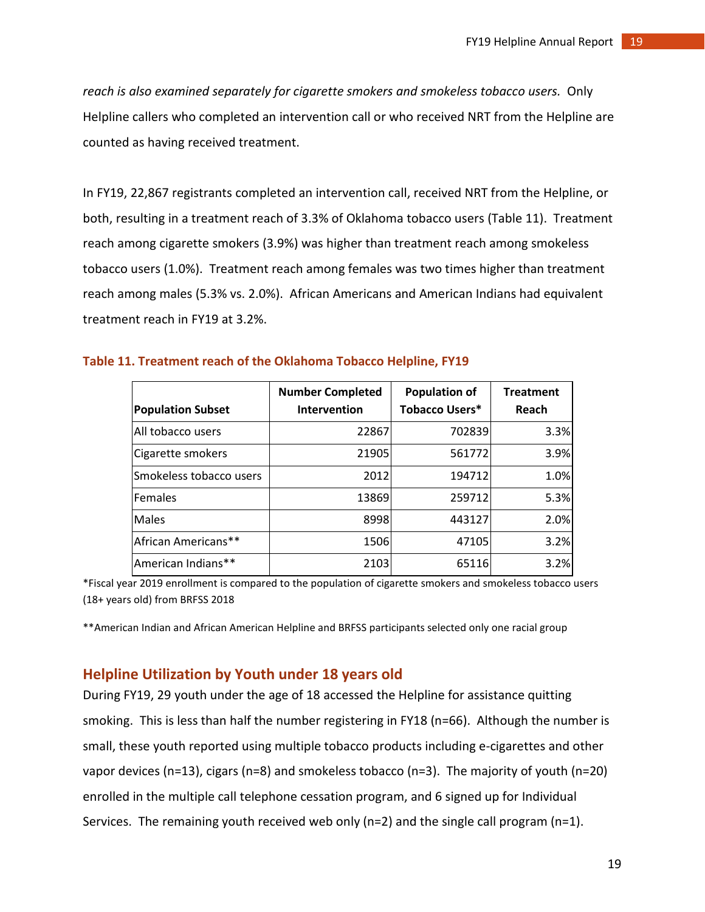*reach is also examined separately for cigarette smokers and smokeless tobacco users.* Only Helpline callers who completed an intervention call or who received NRT from the Helpline are counted as having received treatment.

In FY19, 22,867 registrants completed an intervention call, received NRT from the Helpline, or both, resulting in a treatment reach of 3.3% of Oklahoma tobacco users (Table 11). Treatment reach among cigarette smokers (3.9%) was higher than treatment reach among smokeless tobacco users (1.0%). Treatment reach among females was two times higher than treatment reach among males (5.3% vs. 2.0%). African Americans and American Indians had equivalent treatment reach in FY19 at 3.2%.

**Table 11. Treatment reach of the Oklahoma Tobacco Helpline, FY19**

| Population Subset | Number Completed Intervention | Population of Tobacco Users* | Treatment Reach |
|---|---:|---:|---:|
| All tobacco users | 22867 | 702839 | 3.3% |
| Cigarette smokers | 21905 | 561772 | 3.9% |
| Smokeless tobacco users | 2012 | 194712 | 1.0% |
| Females | 13869 | 259712 | 5.3% |
| Males | 8998 | 443127 | 2.0% |
| African Americans** | 1506 | 47105 | 3.2% |
| American Indians** | 2103 | 65116 | 3.2% |

*Fiscal year 2019 enrollment is compared to the population of cigarette smokers and smokeless tobacco users (18+ years old) from BRFSS 2018

**American Indian and African American Helpline and BRFSS participants selected only one racial group

## Helpline Utilization by Youth under 18 years old

During FY19, 29 youth under the age of 18 accessed the Helpline for assistance quitting smoking. This is less than half the number registering in FY18 (n=66). Although the number is small, these youth reported using multiple tobacco products including e-cigarettes and other vapor devices (n=13), cigars (n=8) and smokeless tobacco (n=3). The majority of youth (n=20) enrolled in the multiple call telephone cessation program, and 6 signed up for Individual Services. The remaining youth received web only (n=2) and the single call program (n=1).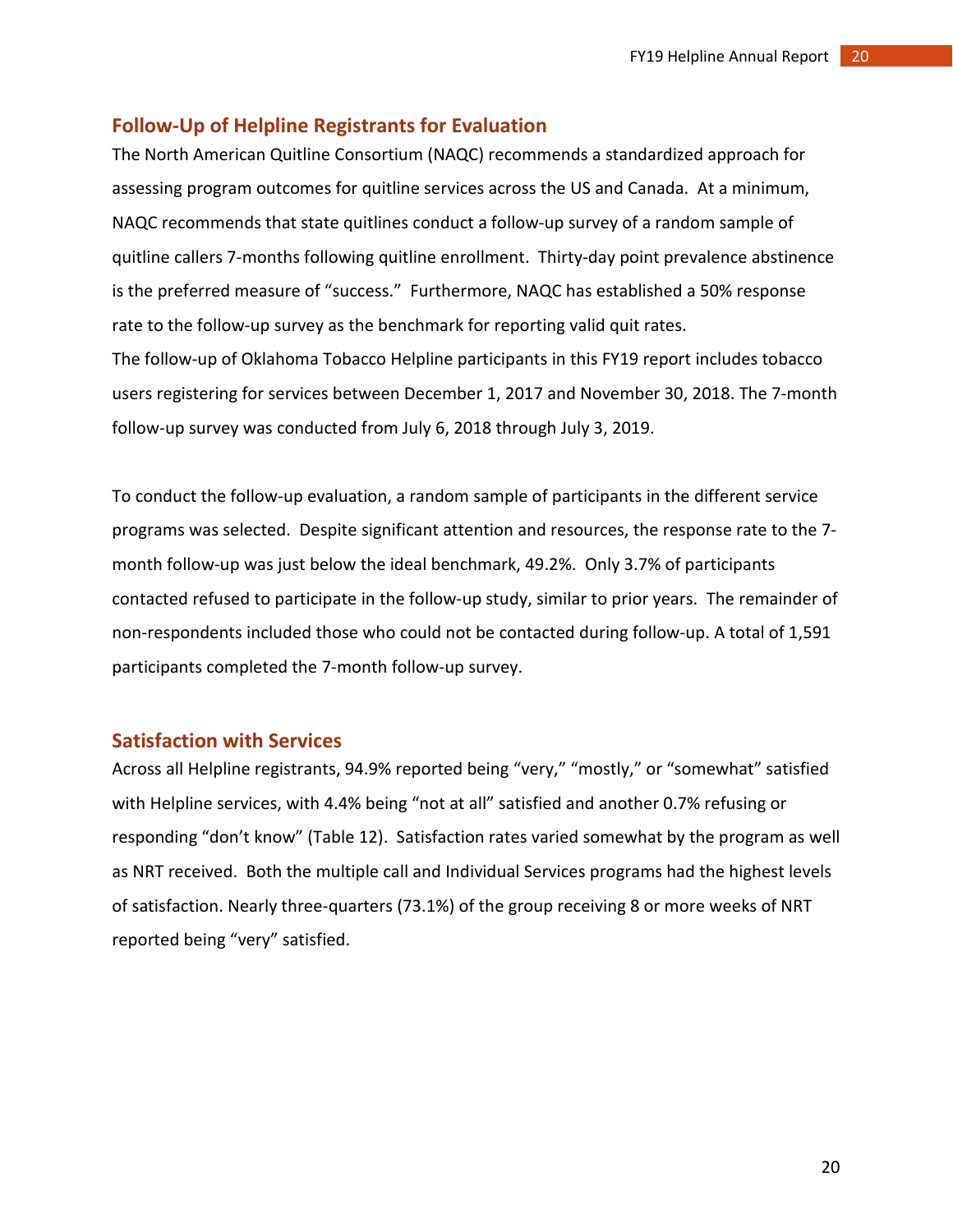## Follow-Up of Helpline Registrants for Evaluation

The North American Quitline Consortium (NAQC) recommends a standardized approach for assessing program outcomes for quitline services across the US and Canada. At a minimum, NAQC recommends that state quitlines conduct a follow-up survey of a random sample of quitline callers 7-months following quitline enrollment. Thirty-day point prevalence abstinence is the preferred measure of "success." Furthermore, NAQC has established a 50% response rate to the follow-up survey as the benchmark for reporting valid quit rates.
The follow-up of Oklahoma Tobacco Helpline participants in this FY19 report includes tobacco users registering for services between December 1, 2017 and November 30, 2018. The 7-month follow-up survey was conducted from July 6, 2018 through July 3, 2019.

To conduct the follow-up evaluation, a random sample of participants in the different service programs was selected. Despite significant attention and resources, the response rate to the 7-month follow-up was just below the ideal benchmark, 49.2%. Only 3.7% of participants contacted refused to participate in the follow-up study, similar to prior years. The remainder of non-respondents included those who could not be contacted during follow-up. A total of 1,591 participants completed the 7-month follow-up survey.

## Satisfaction with Services

Across all Helpline registrants, 94.9% reported being "very," "mostly," or "somewhat" satisfied with Helpline services, with 4.4% being "not at all" satisfied and another 0.7% refusing or responding "don't know" (Table 12). Satisfaction rates varied somewhat by the program as well as NRT received. Both the multiple call and Individual Services programs had the highest levels of satisfaction. Nearly three-quarters (73.1%) of the group receiving 8 or more weeks of NRT reported being "very" satisfied.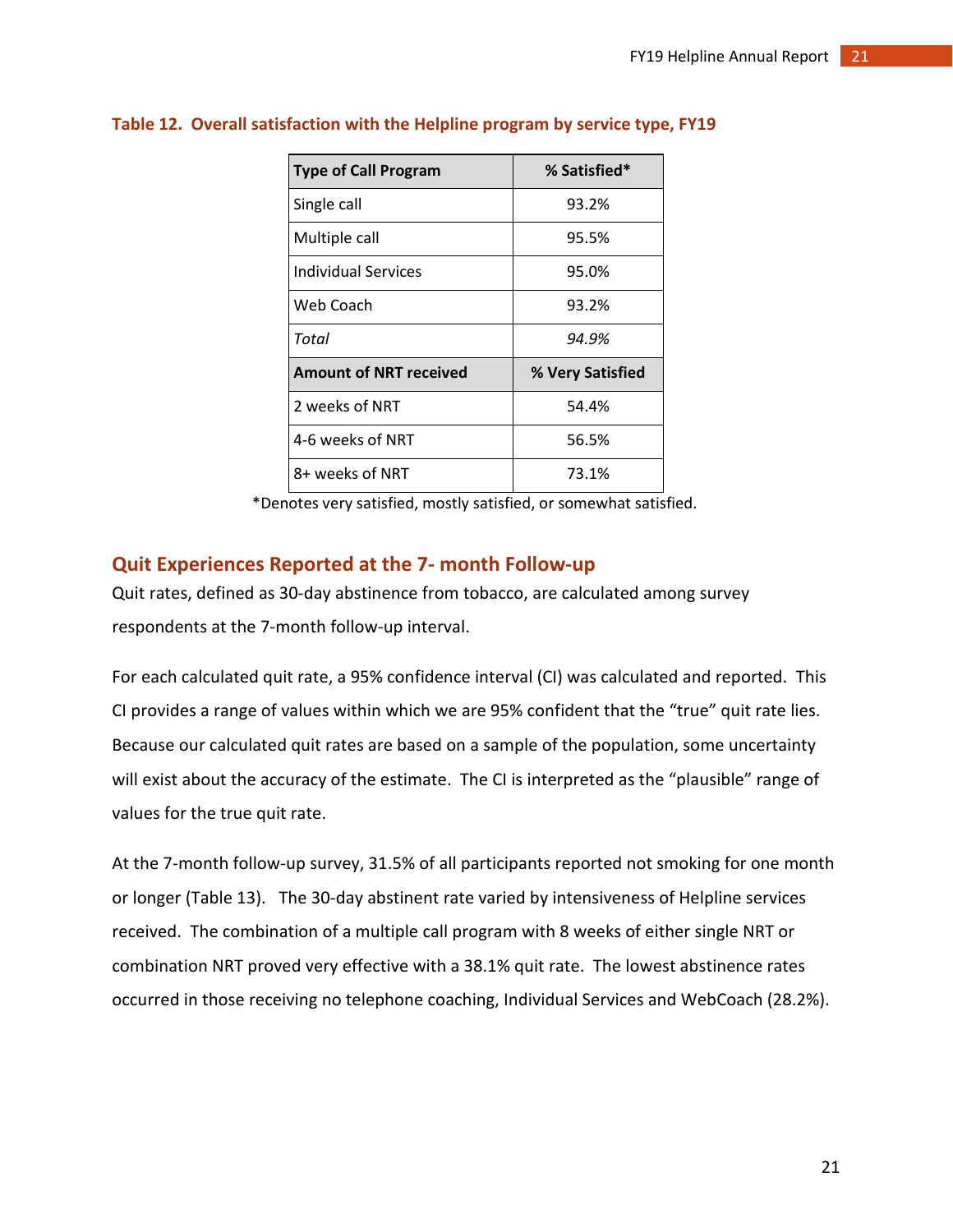**Table 12. Overall satisfaction with the Helpline program by service type, FY19**

| Type of Call Program | % Satisfied* |
| --- | --- |
| Single call | 93.2% |
| Multiple call | 95.5% |
| Individual Services | 95.0% |
| Web Coach | 93.2% |
| *Total* | *94.9%* |
| **Amount of NRT received** | **% Very Satisfied** |
| 2 weeks of NRT | 54.4% |
| 4-6 weeks of NRT | 56.5% |
| 8+ weeks of NRT | 73.1% |

*Denotes very satisfied, mostly satisfied, or somewhat satisfied.

## Quit Experiences Reported at the 7- month Follow-up

Quit rates, defined as 30-day abstinence from tobacco, are calculated among survey respondents at the 7-month follow-up interval.

For each calculated quit rate, a 95% confidence interval (CI) was calculated and reported. This CI provides a range of values within which we are 95% confident that the "true" quit rate lies. Because our calculated quit rates are based on a sample of the population, some uncertainty will exist about the accuracy of the estimate. The CI is interpreted as the "plausible" range of values for the true quit rate.

At the 7-month follow-up survey, 31.5% of all participants reported not smoking for one month or longer (Table 13). The 30-day abstinent rate varied by intensiveness of Helpline services received. The combination of a multiple call program with 8 weeks of either single NRT or combination NRT proved very effective with a 38.1% quit rate. The lowest abstinence rates occurred in those receiving no telephone coaching, Individual Services and WebCoach (28.2%).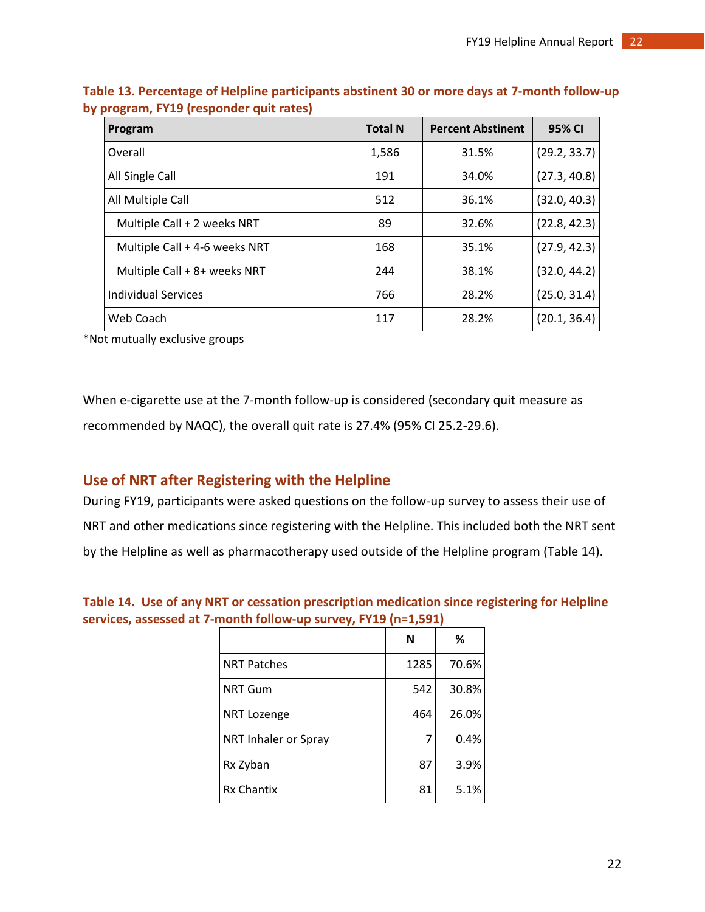**Table 13. Percentage of Helpline participants abstinent 30 or more days at 7-month follow-up by program, FY19 (responder quit rates)**

| Program | Total N | Percent Abstinent | 95% CI |
|---|---|---|---|
| Overall | 1,586 | 31.5% | (29.2, 33.7) |
| All Single Call | 191 | 34.0% | (27.3, 40.8) |
| All Multiple Call | 512 | 36.1% | (32.0, 40.3) |
| Multiple Call + 2 weeks NRT | 89 | 32.6% | (22.8, 42.3) |
| Multiple Call + 4-6 weeks NRT | 168 | 35.1% | (27.9, 42.3) |
| Multiple Call + 8+ weeks NRT | 244 | 38.1% | (32.0, 44.2) |
| Individual Services | 766 | 28.2% | (25.0, 31.4) |
| Web Coach | 117 | 28.2% | (20.1, 36.4) |

*Not mutually exclusive groups

When e-cigarette use at the 7-month follow-up is considered (secondary quit measure as recommended by NAQC), the overall quit rate is 27.4% (95% CI 25.2-29.6).

## Use of NRT after Registering with the Helpline

During FY19, participants were asked questions on the follow-up survey to assess their use of NRT and other medications since registering with the Helpline. This included both the NRT sent by the Helpline as well as pharmacotherapy used outside of the Helpline program (Table 14).

**Table 14. Use of any NRT or cessation prescription medication since registering for Helpline services, assessed at 7-month follow-up survey, FY19 (n=1,591)**

| | N | % |
|---|---|---|
| NRT Patches | 1285 | 70.6% |
| NRT Gum | 542 | 30.8% |
| NRT Lozenge | 464 | 26.0% |
| NRT Inhaler or Spray | 7 | 0.4% |
| Rx Zyban | 87 | 3.9% |
| Rx Chantix | 81 | 5.1% |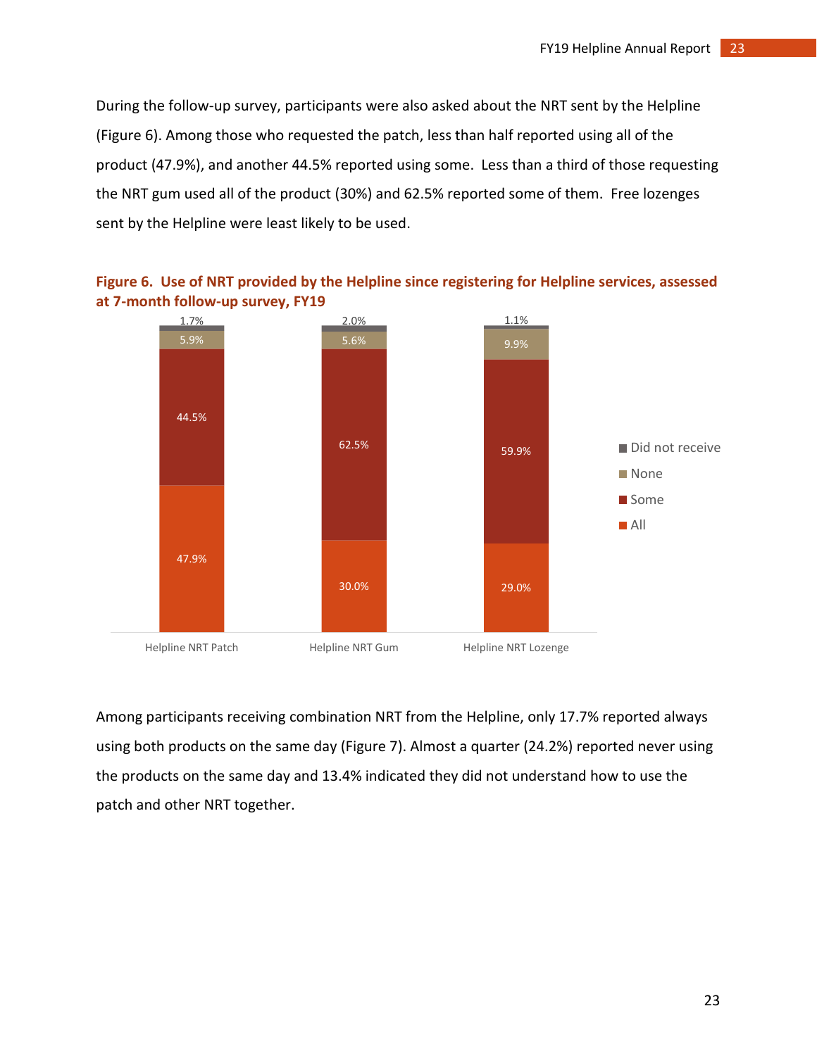During the follow-up survey, participants were also asked about the NRT sent by the Helpline (Figure 6). Among those who requested the patch, less than half reported using all of the product (47.9%), and another 44.5% reported using some. Less than a third of those requesting the NRT gum used all of the product (30%) and 62.5% reported some of them. Free lozenges sent by the Helpline were least likely to be used.

**Figure 6. Use of NRT provided by the Helpline since registering for Helpline services, assessed at 7-month follow-up survey, FY19**

| | Helpline NRT Patch | Helpline NRT Gum | Helpline NRT Lozenge |
|---|---|---|---|
| Did not receive | 1.7% | 2.0% | 1.1% |
| None | 5.9% | 5.6% | 9.9% |
| Some | 44.5% | 62.5% | 59.9% |
| All | 47.9% | 30.0% | 29.0% |

Among participants receiving combination NRT from the Helpline, only 17.7% reported always using both products on the same day (Figure 7). Almost a quarter (24.2%) reported never using the products on the same day and 13.4% indicated they did not understand how to use the patch and other NRT together.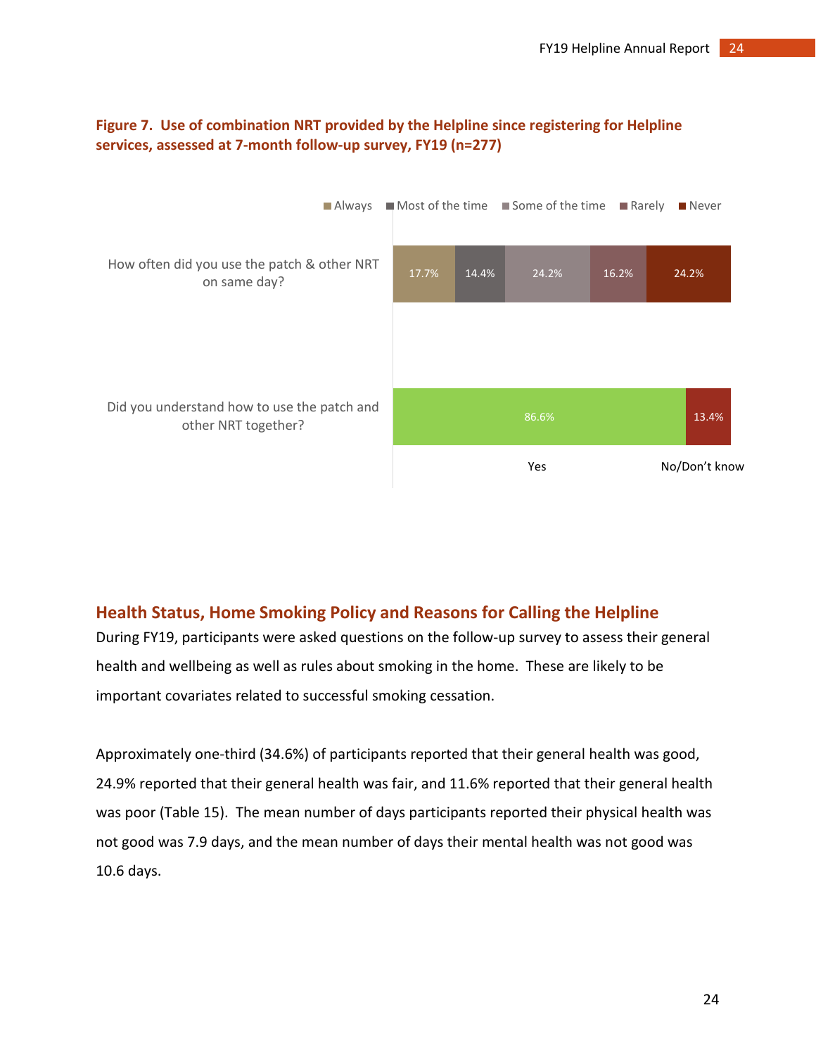**Figure 7. Use of combination NRT provided by the Helpline since registering for Helpline services, assessed at 7-month follow-up survey, FY19 (n=277)**

| | Always | Most of the time | Some of the time | Rarely | Never |
|---|---|---|---|---|---|
| How often did you use the patch & other NRT on same day? | 17.7% | 14.4% | 24.2% | 16.2% | 24.2% |

| | Yes | No/Don't know |
|---|---|---|
| Did you understand how to use the patch and other NRT together? | 86.6% | 13.4% |

## Health Status, Home Smoking Policy and Reasons for Calling the Helpline

During FY19, participants were asked questions on the follow-up survey to assess their general health and wellbeing as well as rules about smoking in the home. These are likely to be important covariates related to successful smoking cessation.

Approximately one-third (34.6%) of participants reported that their general health was good, 24.9% reported that their general health was fair, and 11.6% reported that their general health was poor (Table 15). The mean number of days participants reported their physical health was not good was 7.9 days, and the mean number of days their mental health was not good was 10.6 days.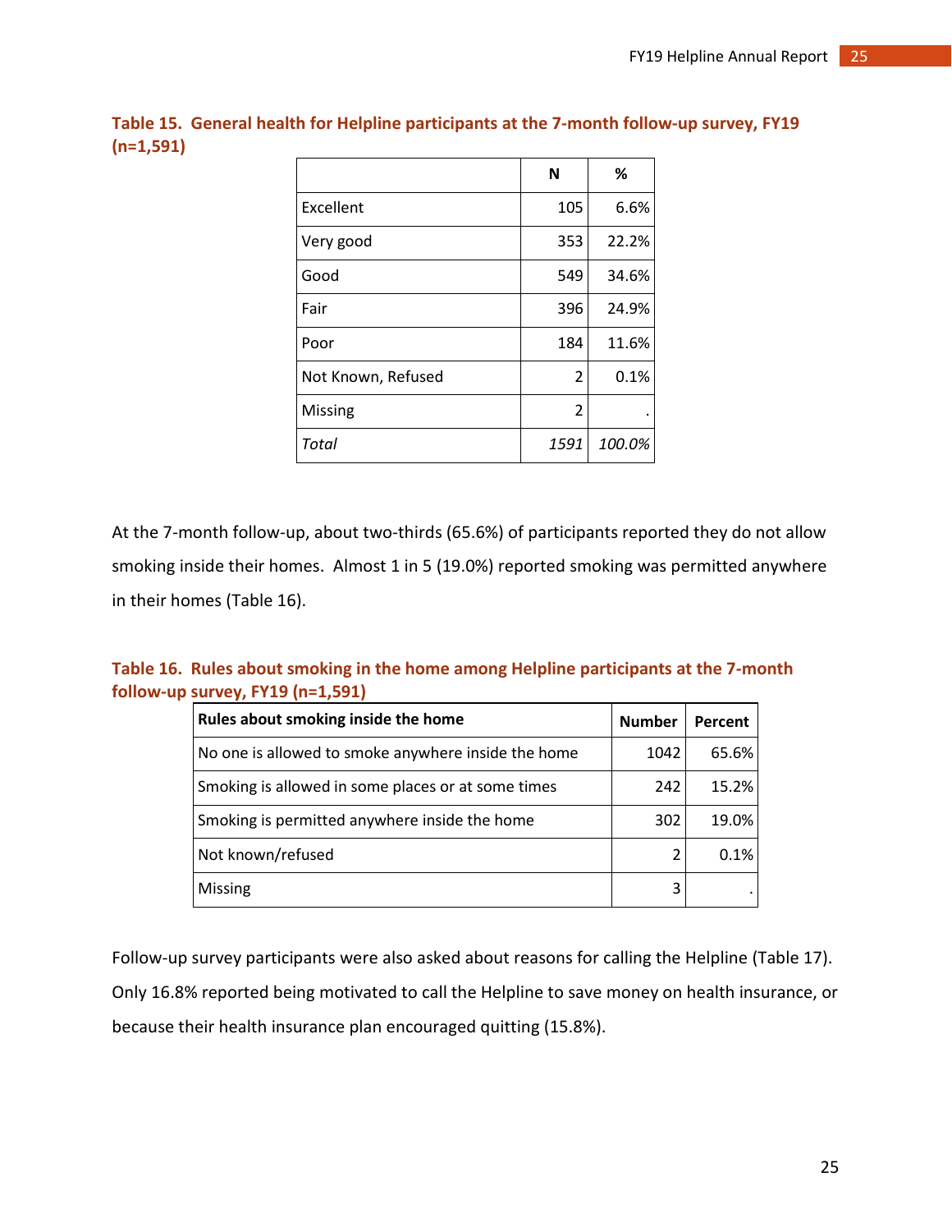**Table 15. General health for Helpline participants at the 7-month follow-up survey, FY19 (n=1,591)**

| | N | % |
|---|---|---|
| Excellent | 105 | 6.6% |
| Very good | 353 | 22.2% |
| Good | 549 | 34.6% |
| Fair | 396 | 24.9% |
| Poor | 184 | 11.6% |
| Not Known, Refused | 2 | 0.1% |
| Missing | 2 | . |
| *Total* | *1591* | *100.0%* |

At the 7-month follow-up, about two-thirds (65.6%) of participants reported they do not allow smoking inside their homes. Almost 1 in 5 (19.0%) reported smoking was permitted anywhere in their homes (Table 16).

**Table 16. Rules about smoking in the home among Helpline participants at the 7-month follow-up survey, FY19 (n=1,591)**

| Rules about smoking inside the home | Number | Percent |
|---|---|---|
| No one is allowed to smoke anywhere inside the home | 1042 | 65.6% |
| Smoking is allowed in some places or at some times | 242 | 15.2% |
| Smoking is permitted anywhere inside the home | 302 | 19.0% |
| Not known/refused | 2 | 0.1% |
| Missing | 3 | . |

Follow-up survey participants were also asked about reasons for calling the Helpline (Table 17). Only 16.8% reported being motivated to call the Helpline to save money on health insurance, or because their health insurance plan encouraged quitting (15.8%).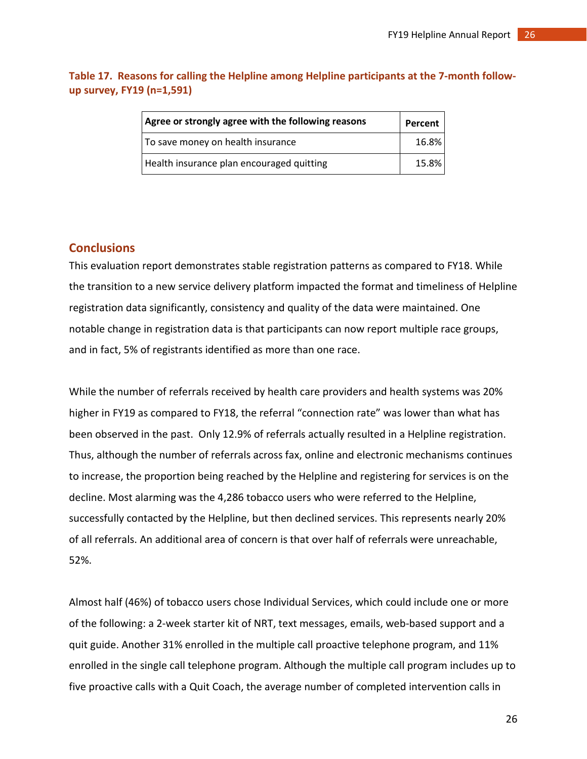**Table 17. Reasons for calling the Helpline among Helpline participants at the 7-month follow-up survey, FY19 (n=1,591)**

| Agree or strongly agree with the following reasons | Percent |
| --- | --- |
| To save money on health insurance | 16.8% |
| Health insurance plan encouraged quitting | 15.8% |

## Conclusions

This evaluation report demonstrates stable registration patterns as compared to FY18. While the transition to a new service delivery platform impacted the format and timeliness of Helpline registration data significantly, consistency and quality of the data were maintained. One notable change in registration data is that participants can now report multiple race groups, and in fact, 5% of registrants identified as more than one race.

While the number of referrals received by health care providers and health systems was 20% higher in FY19 as compared to FY18, the referral "connection rate" was lower than what has been observed in the past. Only 12.9% of referrals actually resulted in a Helpline registration. Thus, although the number of referrals across fax, online and electronic mechanisms continues to increase, the proportion being reached by the Helpline and registering for services is on the decline. Most alarming was the 4,286 tobacco users who were referred to the Helpline, successfully contacted by the Helpline, but then declined services. This represents nearly 20% of all referrals. An additional area of concern is that over half of referrals were unreachable, 52%.

Almost half (46%) of tobacco users chose Individual Services, which could include one or more of the following: a 2-week starter kit of NRT, text messages, emails, web-based support and a quit guide. Another 31% enrolled in the multiple call proactive telephone program, and 11% enrolled in the single call telephone program. Although the multiple call program includes up to five proactive calls with a Quit Coach, the average number of completed intervention calls in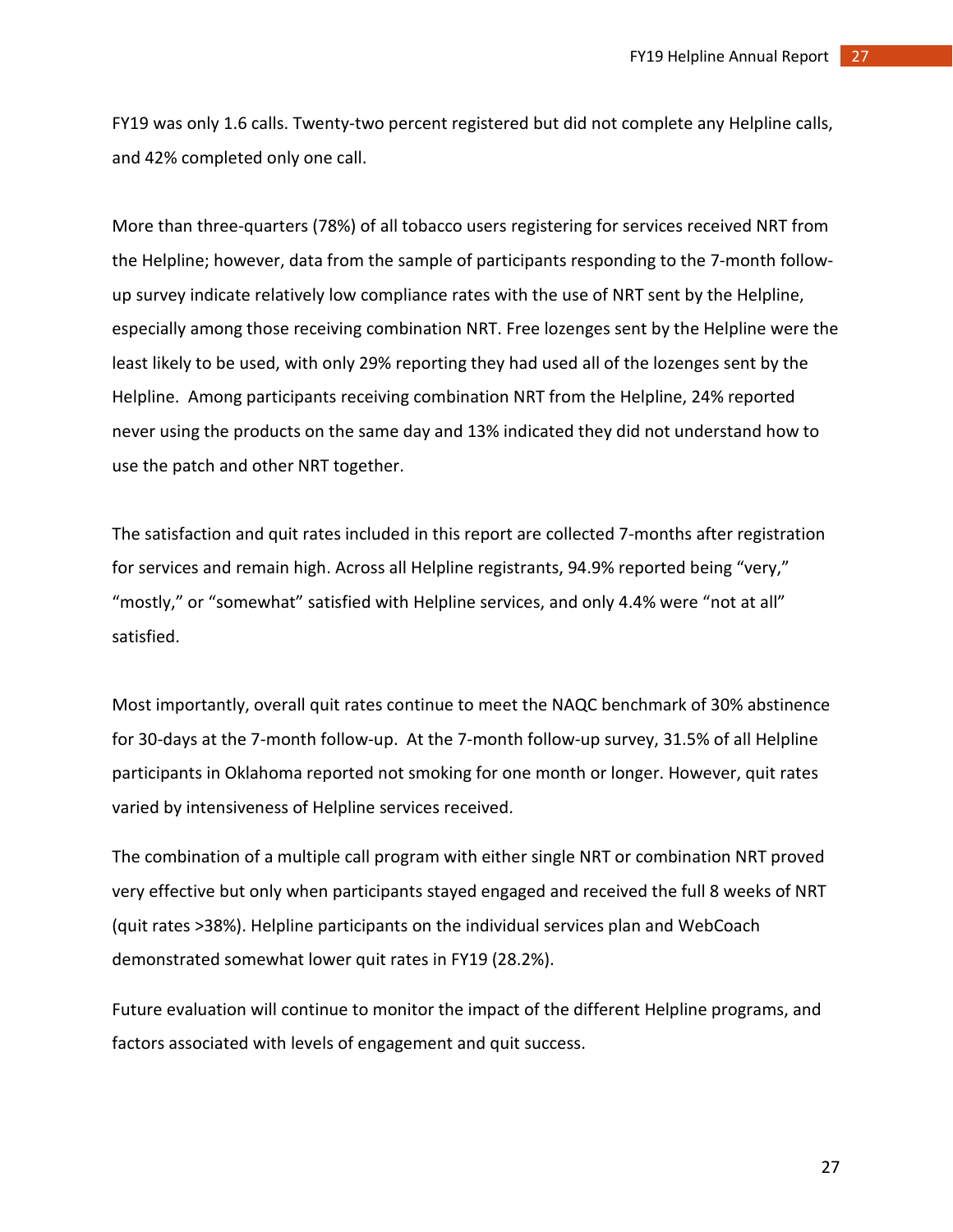FY19 was only 1.6 calls. Twenty-two percent registered but did not complete any Helpline calls, and 42% completed only one call.

More than three-quarters (78%) of all tobacco users registering for services received NRT from the Helpline; however, data from the sample of participants responding to the 7-month follow-up survey indicate relatively low compliance rates with the use of NRT sent by the Helpline, especially among those receiving combination NRT. Free lozenges sent by the Helpline were the least likely to be used, with only 29% reporting they had used all of the lozenges sent by the Helpline. Among participants receiving combination NRT from the Helpline, 24% reported never using the products on the same day and 13% indicated they did not understand how to use the patch and other NRT together.

The satisfaction and quit rates included in this report are collected 7-months after registration for services and remain high. Across all Helpline registrants, 94.9% reported being "very," "mostly," or "somewhat" satisfied with Helpline services, and only 4.4% were "not at all" satisfied.

Most importantly, overall quit rates continue to meet the NAQC benchmark of 30% abstinence for 30-days at the 7-month follow-up. At the 7-month follow-up survey, 31.5% of all Helpline participants in Oklahoma reported not smoking for one month or longer. However, quit rates varied by intensiveness of Helpline services received.

The combination of a multiple call program with either single NRT or combination NRT proved very effective but only when participants stayed engaged and received the full 8 weeks of NRT (quit rates >38%). Helpline participants on the individual services plan and WebCoach demonstrated somewhat lower quit rates in FY19 (28.2%).

Future evaluation will continue to monitor the impact of the different Helpline programs, and factors associated with levels of engagement and quit success.